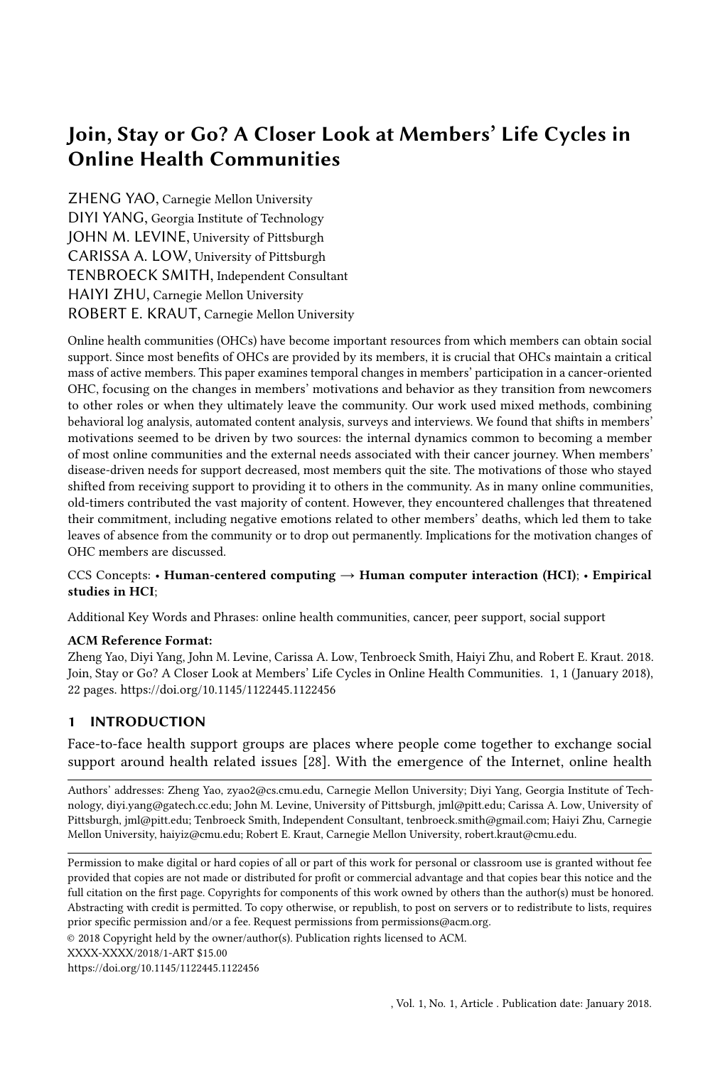# Join, Stay or Go? A Closer Look at Members' Life Cycles in Online Health Communities

ZHENG YAO, Carnegie Mellon University
DIYI YANG, Georgia Institute of Technology
JOHN M. LEVINE, University of Pittsburgh
CARISSA A. LOW, University of Pittsburgh
TENBROECK SMITH, Independent Consultant
HAIYI ZHU, Carnegie Mellon University
ROBERT E. KRAUT, Carnegie Mellon University

Online health communities (OHCs) have become important resources from which members can obtain social support. Since most benefits of OHCs are provided by its members, it is crucial that OHCs maintain a critical mass of active members. This paper examines temporal changes in members' participation in a cancer-oriented OHC, focusing on the changes in members' motivations and behavior as they transition from newcomers to other roles or when they ultimately leave the community. Our work used mixed methods, combining behavioral log analysis, automated content analysis, surveys and interviews. We found that shifts in members' motivations seemed to be driven by two sources: the internal dynamics common to becoming a member of most online communities and the external needs associated with their cancer journey. When members' disease-driven needs for support decreased, most members quit the site. The motivations of those who stayed shifted from receiving support to providing it to others in the community. As in many online communities, old-timers contributed the vast majority of content. However, they encountered challenges that threatened their commitment, including negative emotions related to other members' deaths, which led them to take leaves of absence from the community or to drop out permanently. Implications for the motivation changes of OHC members are discussed.

CCS Concepts: • **Human-centered computing → Human computer interaction (HCI)**; • **Empirical studies in HCI**;

Additional Key Words and Phrases: online health communities, cancer, peer support, social support

**ACM Reference Format:**
Zheng Yao, Diyi Yang, John M. Levine, Carissa A. Low, Tenbroeck Smith, Haiyi Zhu, and Robert E. Kraut. 2018. Join, Stay or Go? A Closer Look at Members' Life Cycles in Online Health Communities. 1, 1 (January 2018), 22 pages. https://doi.org/10.1145/1122445.1122456

## 1 INTRODUCTION

Face-to-face health support groups are places where people come together to exchange social support around health related issues [28]. With the emergence of the Internet, online health

---

Authors' addresses: Zheng Yao, zyao2@cs.cmu.edu, Carnegie Mellon University; Diyi Yang, Georgia Institute of Technology, diyi.yang@gatech.cc.edu; John M. Levine, University of Pittsburgh, jml@pitt.edu; Carissa A. Low, University of Pittsburgh, jml@pitt.edu; Tenbroeck Smith, Independent Consultant, tenbroeck.smith@gmail.com; Haiyi Zhu, Carnegie Mellon University, haiyiz@cmu.edu; Robert E. Kraut, Carnegie Mellon University, robert.kraut@cmu.edu.

---

Permission to make digital or hard copies of all or part of this work for personal or classroom use is granted without fee provided that copies are not made or distributed for profit or commercial advantage and that copies bear this notice and the full citation on the first page. Copyrights for components of this work owned by others than the author(s) must be honored. Abstracting with credit is permitted. To copy otherwise, or republish, to post on servers or to redistribute to lists, requires prior specific permission and/or a fee. Request permissions from permissions@acm.org.
© 2018 Copyright held by the owner/author(s). Publication rights licensed to ACM.
XXXX-XXXX/2018/1-ART $15.00
https://doi.org/10.1145/1122445.1122456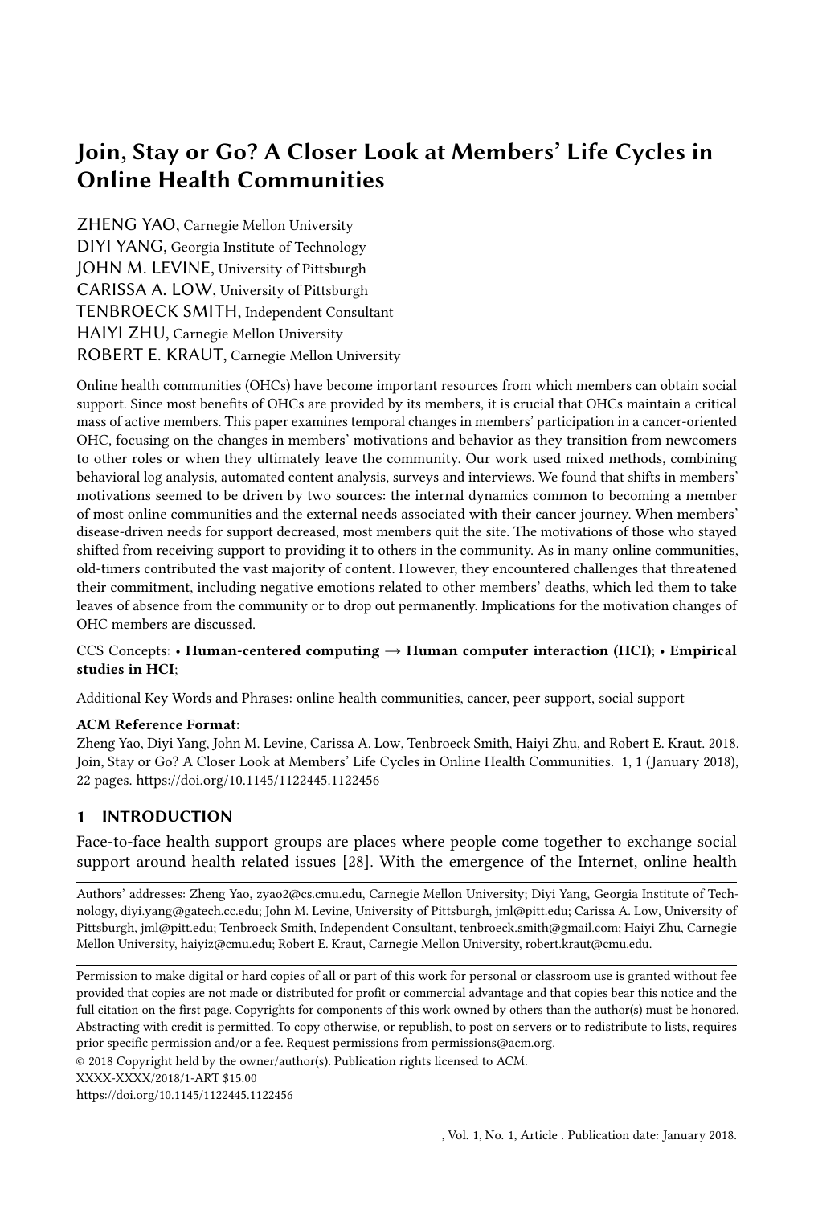# Join, Stay or Go? A Closer Look at Members' Life Cycles in Online Health Communities

ZHENG YAO, Carnegie Mellon University
DIYI YANG, Georgia Institute of Technology
JOHN M. LEVINE, University of Pittsburgh
CARISSA A. LOW, University of Pittsburgh
TENBROECK SMITH, Independent Consultant
HAIYI ZHU, Carnegie Mellon University
ROBERT E. KRAUT, Carnegie Mellon University

Online health communities (OHCs) have become important resources from which members can obtain social support. Since most benefits of OHCs are provided by its members, it is crucial that OHCs maintain a critical mass of active members. This paper examines temporal changes in members' participation in a cancer-oriented OHC, focusing on the changes in members' motivations and behavior as they transition from newcomers to other roles or when they ultimately leave the community. Our work used mixed methods, combining behavioral log analysis, automated content analysis, surveys and interviews. We found that shifts in members' motivations seemed to be driven by two sources: the internal dynamics common to becoming a member of most online communities and the external needs associated with their cancer journey. When members' disease-driven needs for support decreased, most members quit the site. The motivations of those who stayed shifted from receiving support to providing it to others in the community. As in many online communities, old-timers contributed the vast majority of content. However, they encountered challenges that threatened their commitment, including negative emotions related to other members' deaths, which led them to take leaves of absence from the community or to drop out permanently. Implications for the motivation changes of OHC members are discussed.

CCS Concepts: • **Human-centered computing → Human computer interaction (HCI)**; • **Empirical studies in HCI**;

Additional Key Words and Phrases: online health communities, cancer, peer support, social support

**ACM Reference Format:**
Zheng Yao, Diyi Yang, John M. Levine, Carissa A. Low, Tenbroeck Smith, Haiyi Zhu, and Robert E. Kraut. 2018. Join, Stay or Go? A Closer Look at Members' Life Cycles in Online Health Communities. 1, 1 (January 2018), 22 pages. https://doi.org/10.1145/1122445.1122456

## 1 INTRODUCTION

Face-to-face health support groups are places where people come together to exchange social support around health related issues [28]. With the emergence of the Internet, online health

Authors' addresses: Zheng Yao, zyao2@cs.cmu.edu, Carnegie Mellon University; Diyi Yang, Georgia Institute of Technology, diyi.yang@gatech.cc.edu; John M. Levine, University of Pittsburgh, jml@pitt.edu; Carissa A. Low, University of Pittsburgh, jml@pitt.edu; Tenbroeck Smith, Independent Consultant, tenbroeck.smith@gmail.com; Haiyi Zhu, Carnegie Mellon University, haiyiz@cmu.edu; Robert E. Kraut, Carnegie Mellon University, robert.kraut@cmu.edu.

Permission to make digital or hard copies of all or part of this work for personal or classroom use is granted without fee provided that copies are not made or distributed for profit or commercial advantage and that copies bear this notice and the full citation on the first page. Copyrights for components of this work owned by others than the author(s) must be honored. Abstracting with credit is permitted. To copy otherwise, or republish, to post on servers or to redistribute to lists, requires prior specific permission and/or a fee. Request permissions from permissions@acm.org.
© 2018 Copyright held by the owner/author(s). Publication rights licensed to ACM.
XXXX-XXXX/2018/1-ART $15.00
https://doi.org/10.1145/1122445.1122456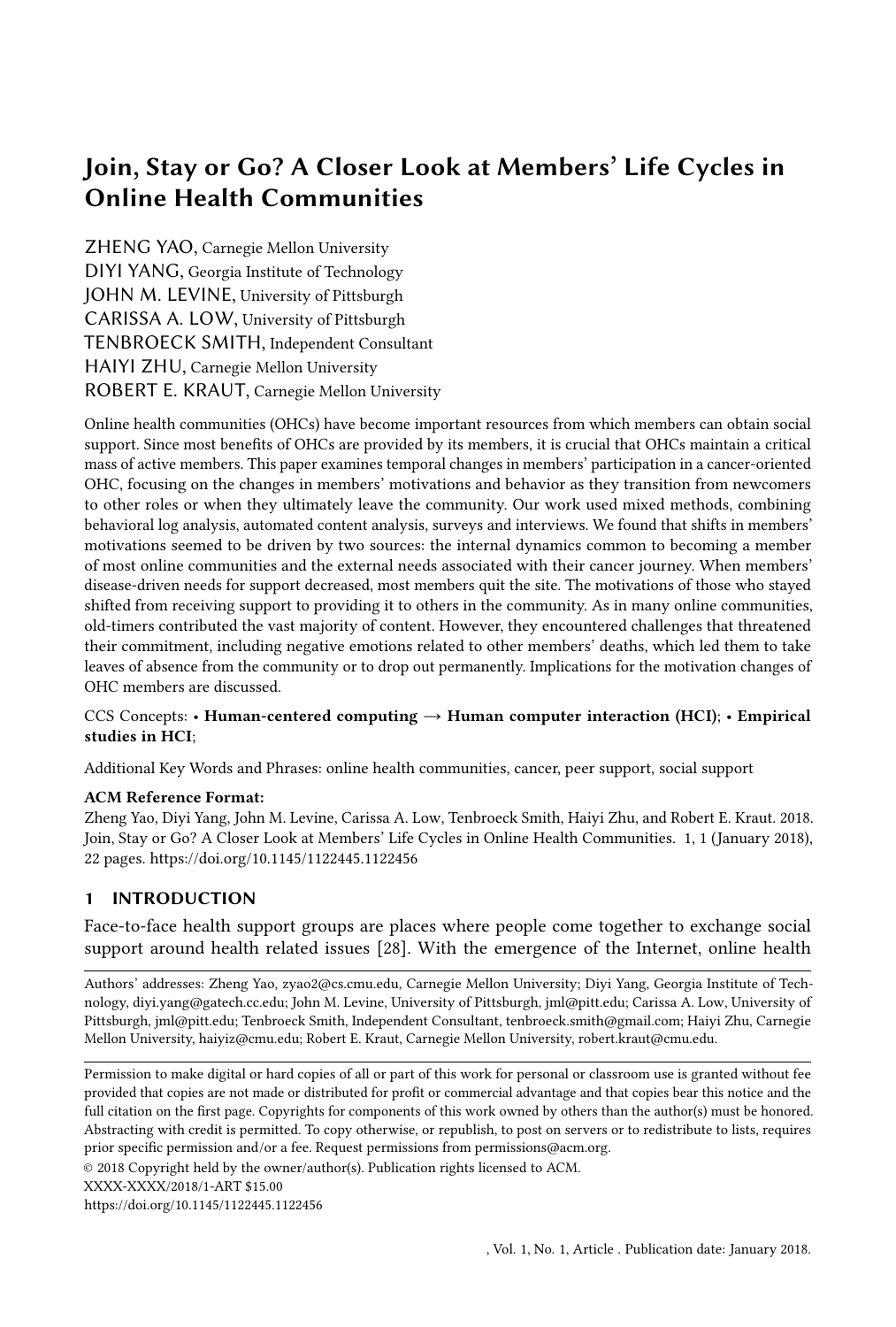# Join, Stay or Go? A Closer Look at Members' Life Cycles in Online Health Communities

ZHENG YAO, Carnegie Mellon University
DIYI YANG, Georgia Institute of Technology
JOHN M. LEVINE, University of Pittsburgh
CARISSA A. LOW, University of Pittsburgh
TENBROECK SMITH, Independent Consultant
HAIYI ZHU, Carnegie Mellon University
ROBERT E. KRAUT, Carnegie Mellon University

Online health communities (OHCs) have become important resources from which members can obtain social support. Since most benefits of OHCs are provided by its members, it is crucial that OHCs maintain a critical mass of active members. This paper examines temporal changes in members' participation in a cancer-oriented OHC, focusing on the changes in members' motivations and behavior as they transition from newcomers to other roles or when they ultimately leave the community. Our work used mixed methods, combining behavioral log analysis, automated content analysis, surveys and interviews. We found that shifts in members' motivations seemed to be driven by two sources: the internal dynamics common to becoming a member of most online communities and the external needs associated with their cancer journey. When members' disease-driven needs for support decreased, most members quit the site. The motivations of those who stayed shifted from receiving support to providing it to others in the community. As in many online communities, old-timers contributed the vast majority of content. However, they encountered challenges that threatened their commitment, including negative emotions related to other members' deaths, which led them to take leaves of absence from the community or to drop out permanently. Implications for the motivation changes of OHC members are discussed.

CCS Concepts: • **Human-centered computing → Human computer interaction (HCI)**; • **Empirical studies in HCI**;

Additional Key Words and Phrases: online health communities, cancer, peer support, social support

**ACM Reference Format:**
Zheng Yao, Diyi Yang, John M. Levine, Carissa A. Low, Tenbroeck Smith, Haiyi Zhu, and Robert E. Kraut. 2018. Join, Stay or Go? A Closer Look at Members' Life Cycles in Online Health Communities. 1, 1 (January 2018), 22 pages. https://doi.org/10.1145/1122445.1122456

## 1 INTRODUCTION

Face-to-face health support groups are places where people come together to exchange social support around health related issues [28]. With the emergence of the Internet, online health

Authors' addresses: Zheng Yao, zyao2@cs.cmu.edu, Carnegie Mellon University; Diyi Yang, Georgia Institute of Technology, diyi.yang@gatech.cc.edu; John M. Levine, University of Pittsburgh, jml@pitt.edu; Carissa A. Low, University of Pittsburgh, jml@pitt.edu; Tenbroeck Smith, Independent Consultant, tenbroeck.smith@gmail.com; Haiyi Zhu, Carnegie Mellon University, haiyiz@cmu.edu; Robert E. Kraut, Carnegie Mellon University, robert.kraut@cmu.edu.

Permission to make digital or hard copies of all or part of this work for personal or classroom use is granted without fee provided that copies are not made or distributed for profit or commercial advantage and that copies bear this notice and the full citation on the first page. Copyrights for components of this work owned by others than the author(s) must be honored. Abstracting with credit is permitted. To copy otherwise, or republish, to post on servers or to redistribute to lists, requires prior specific permission and/or a fee. Request permissions from permissions@acm.org.
© 2018 Copyright held by the owner/author(s). Publication rights licensed to ACM.
XXXX-XXXX/2018/1-ART $15.00
https://doi.org/10.1145/1122445.1122456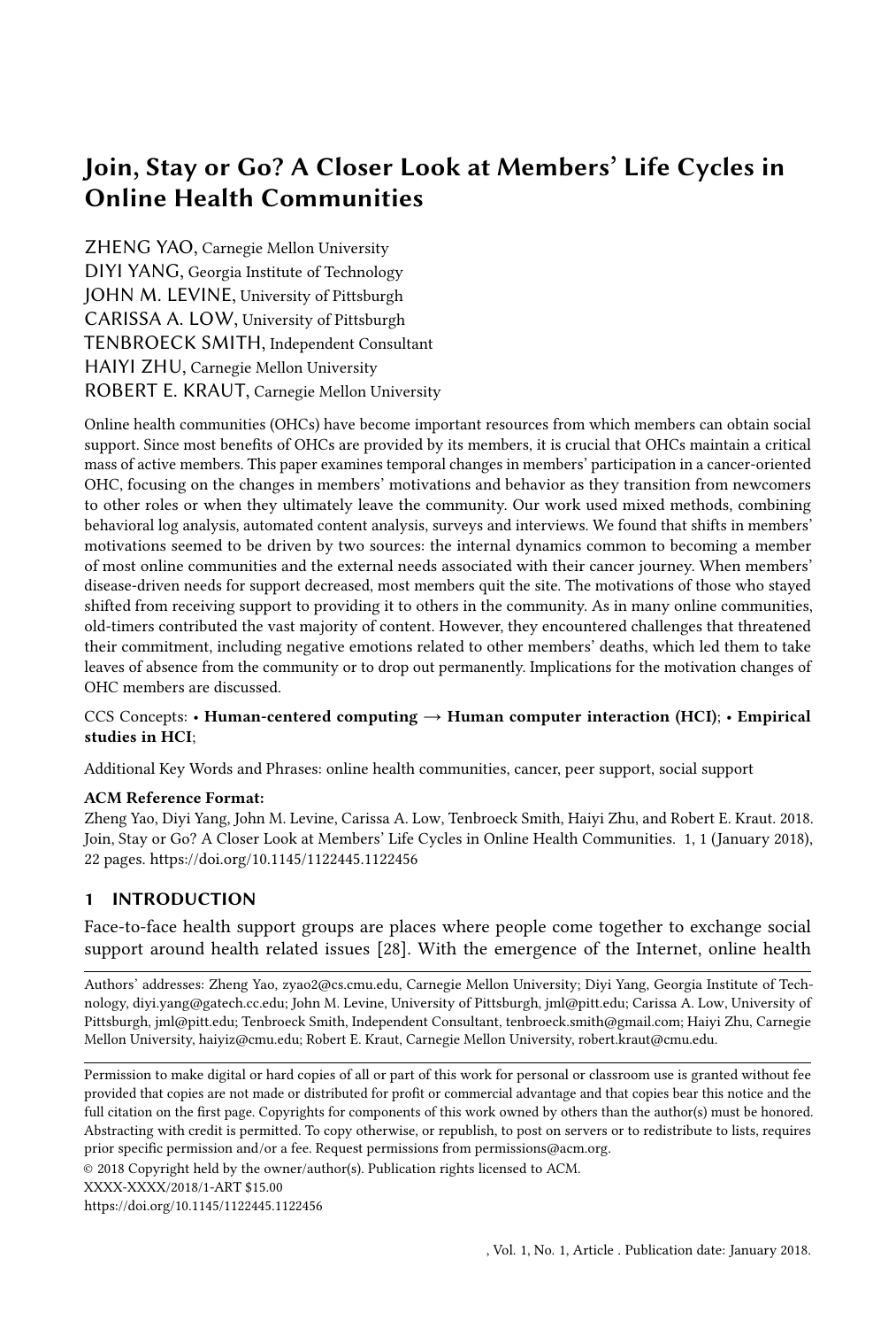# Join, Stay or Go? A Closer Look at Members' Life Cycles in Online Health Communities

ZHENG YAO, Carnegie Mellon University
DIYI YANG, Georgia Institute of Technology
JOHN M. LEVINE, University of Pittsburgh
CARISSA A. LOW, University of Pittsburgh
TENBROECK SMITH, Independent Consultant
HAIYI ZHU, Carnegie Mellon University
ROBERT E. KRAUT, Carnegie Mellon University

Online health communities (OHCs) have become important resources from which members can obtain social support. Since most benefits of OHCs are provided by its members, it is crucial that OHCs maintain a critical mass of active members. This paper examines temporal changes in members' participation in a cancer-oriented OHC, focusing on the changes in members' motivations and behavior as they transition from newcomers to other roles or when they ultimately leave the community. Our work used mixed methods, combining behavioral log analysis, automated content analysis, surveys and interviews. We found that shifts in members' motivations seemed to be driven by two sources: the internal dynamics common to becoming a member of most online communities and the external needs associated with their cancer journey. When members' disease-driven needs for support decreased, most members quit the site. The motivations of those who stayed shifted from receiving support to providing it to others in the community. As in many online communities, old-timers contributed the vast majority of content. However, they encountered challenges that threatened their commitment, including negative emotions related to other members' deaths, which led them to take leaves of absence from the community or to drop out permanently. Implications for the motivation changes of OHC members are discussed.

CCS Concepts: • **Human-centered computing → Human computer interaction (HCI)**; • **Empirical studies in HCI**;

Additional Key Words and Phrases: online health communities, cancer, peer support, social support

**ACM Reference Format:**
Zheng Yao, Diyi Yang, John M. Levine, Carissa A. Low, Tenbroeck Smith, Haiyi Zhu, and Robert E. Kraut. 2018. Join, Stay or Go? A Closer Look at Members' Life Cycles in Online Health Communities. 1, 1 (January 2018), 22 pages. https://doi.org/10.1145/1122445.1122456

## 1 INTRODUCTION

Face-to-face health support groups are places where people come together to exchange social support around health related issues [28]. With the emergence of the Internet, online health

---

Authors' addresses: Zheng Yao, zyao2@cs.cmu.edu, Carnegie Mellon University; Diyi Yang, Georgia Institute of Technology, diyi.yang@gatech.cc.edu; John M. Levine, University of Pittsburgh, jml@pitt.edu; Carissa A. Low, University of Pittsburgh, jml@pitt.edu; Tenbroeck Smith, Independent Consultant, tenbroeck.smith@gmail.com; Haiyi Zhu, Carnegie Mellon University, haiyiz@cmu.edu; Robert E. Kraut, Carnegie Mellon University, robert.kraut@cmu.edu.

---

Permission to make digital or hard copies of all or part of this work for personal or classroom use is granted without fee provided that copies are not made or distributed for profit or commercial advantage and that copies bear this notice and the full citation on the first page. Copyrights for components of this work owned by others than the author(s) must be honored. Abstracting with credit is permitted. To copy otherwise, or republish, to post on servers or to redistribute to lists, requires prior specific permission and/or a fee. Request permissions from permissions@acm.org.

© 2018 Copyright held by the owner/author(s). Publication rights licensed to ACM.
XXXX-XXXX/2018/1-ART $15.00
https://doi.org/10.1145/1122445.1122456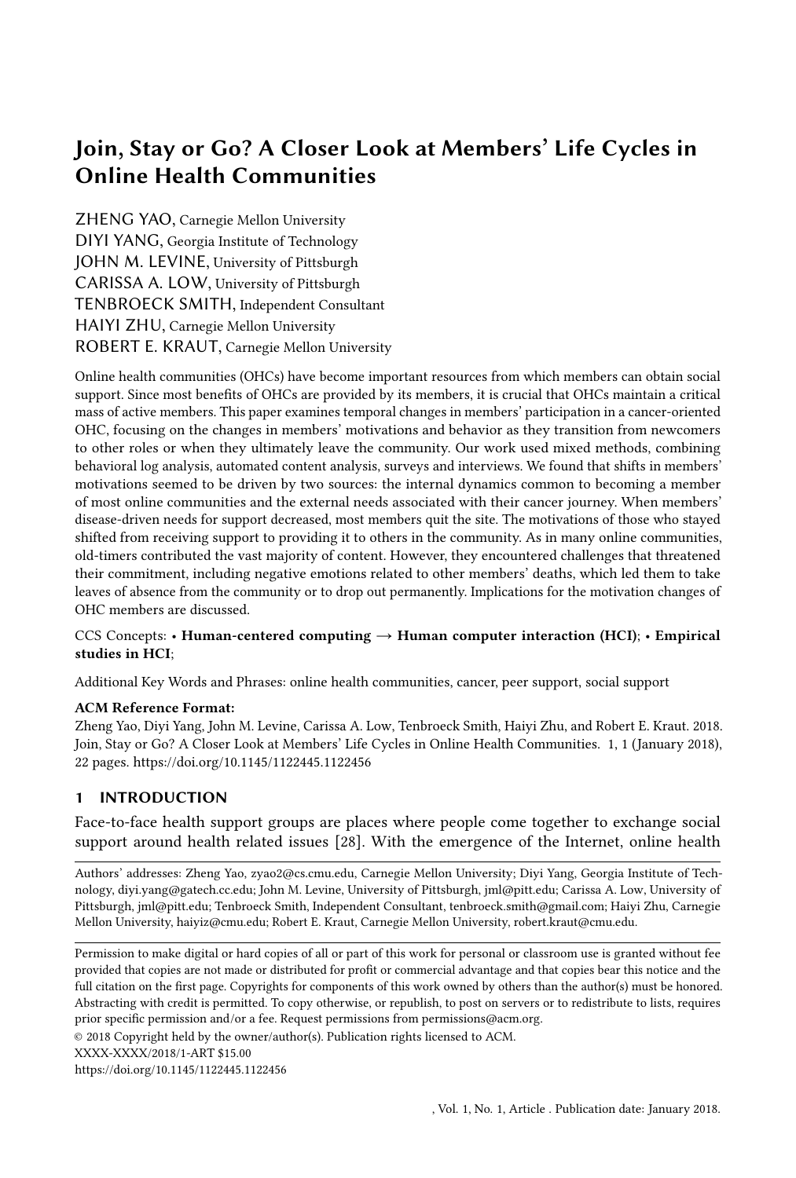# Join, Stay or Go? A Closer Look at Members' Life Cycles in Online Health Communities

ZHENG YAO, Carnegie Mellon University
DIYI YANG, Georgia Institute of Technology
JOHN M. LEVINE, University of Pittsburgh
CARISSA A. LOW, University of Pittsburgh
TENBROECK SMITH, Independent Consultant
HAIYI ZHU, Carnegie Mellon University
ROBERT E. KRAUT, Carnegie Mellon University

Online health communities (OHCs) have become important resources from which members can obtain social support. Since most benefits of OHCs are provided by its members, it is crucial that OHCs maintain a critical mass of active members. This paper examines temporal changes in members' participation in a cancer-oriented OHC, focusing on the changes in members' motivations and behavior as they transition from newcomers to other roles or when they ultimately leave the community. Our work used mixed methods, combining behavioral log analysis, automated content analysis, surveys and interviews. We found that shifts in members' motivations seemed to be driven by two sources: the internal dynamics common to becoming a member of most online communities and the external needs associated with their cancer journey. When members' disease-driven needs for support decreased, most members quit the site. The motivations of those who stayed shifted from receiving support to providing it to others in the community. As in many online communities, old-timers contributed the vast majority of content. However, they encountered challenges that threatened their commitment, including negative emotions related to other members' deaths, which led them to take leaves of absence from the community or to drop out permanently. Implications for the motivation changes of OHC members are discussed.

CCS Concepts: • **Human-centered computing → Human computer interaction (HCI)**; • **Empirical studies in HCI**;

Additional Key Words and Phrases: online health communities, cancer, peer support, social support

**ACM Reference Format:**
Zheng Yao, Diyi Yang, John M. Levine, Carissa A. Low, Tenbroeck Smith, Haiyi Zhu, and Robert E. Kraut. 2018. Join, Stay or Go? A Closer Look at Members' Life Cycles in Online Health Communities. 1, 1 (January 2018), 22 pages. https://doi.org/10.1145/1122445.1122456

## 1 INTRODUCTION

Face-to-face health support groups are places where people come together to exchange social support around health related issues [28]. With the emergence of the Internet, online health

---

Authors' addresses: Zheng Yao, zyao2@cs.cmu.edu, Carnegie Mellon University; Diyi Yang, Georgia Institute of Technology, diyi.yang@gatech.cc.edu; John M. Levine, University of Pittsburgh, jml@pitt.edu; Carissa A. Low, University of Pittsburgh, jml@pitt.edu; Tenbroeck Smith, Independent Consultant, tenbroeck.smith@gmail.com; Haiyi Zhu, Carnegie Mellon University, haiyiz@cmu.edu; Robert E. Kraut, Carnegie Mellon University, robert.kraut@cmu.edu.

---

Permission to make digital or hard copies of all or part of this work for personal or classroom use is granted without fee provided that copies are not made or distributed for profit or commercial advantage and that copies bear this notice and the full citation on the first page. Copyrights for components of this work owned by others than the author(s) must be honored. Abstracting with credit is permitted. To copy otherwise, or republish, to post on servers or to redistribute to lists, requires prior specific permission and/or a fee. Request permissions from permissions@acm.org.
© 2018 Copyright held by the owner/author(s). Publication rights licensed to ACM.
XXXX-XXXX/2018/1-ART $15.00
https://doi.org/10.1145/1122445.1122456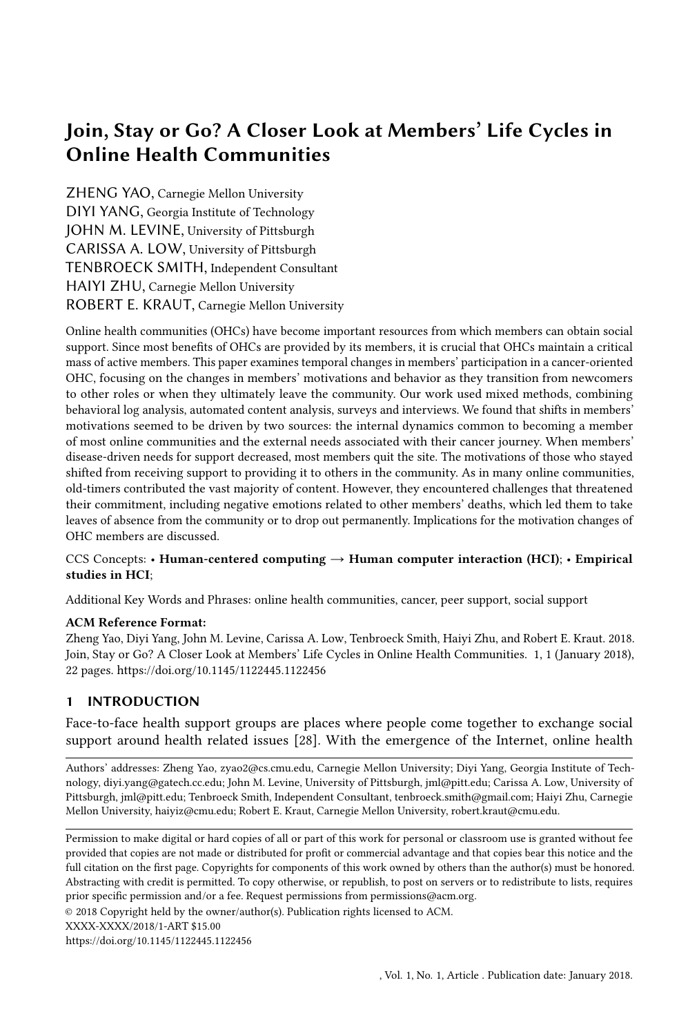# Join, Stay or Go? A Closer Look at Members' Life Cycles in Online Health Communities

ZHENG YAO, Carnegie Mellon University
DIYI YANG, Georgia Institute of Technology
JOHN M. LEVINE, University of Pittsburgh
CARISSA A. LOW, University of Pittsburgh
TENBROECK SMITH, Independent Consultant
HAIYI ZHU, Carnegie Mellon University
ROBERT E. KRAUT, Carnegie Mellon University

Online health communities (OHCs) have become important resources from which members can obtain social support. Since most benefits of OHCs are provided by its members, it is crucial that OHCs maintain a critical mass of active members. This paper examines temporal changes in members' participation in a cancer-oriented OHC, focusing on the changes in members' motivations and behavior as they transition from newcomers to other roles or when they ultimately leave the community. Our work used mixed methods, combining behavioral log analysis, automated content analysis, surveys and interviews. We found that shifts in members' motivations seemed to be driven by two sources: the internal dynamics common to becoming a member of most online communities and the external needs associated with their cancer journey. When members' disease-driven needs for support decreased, most members quit the site. The motivations of those who stayed shifted from receiving support to providing it to others in the community. As in many online communities, old-timers contributed the vast majority of content. However, they encountered challenges that threatened their commitment, including negative emotions related to other members' deaths, which led them to take leaves of absence from the community or to drop out permanently. Implications for the motivation changes of OHC members are discussed.

CCS Concepts: • **Human-centered computing → Human computer interaction (HCI)**; • **Empirical studies in HCI**;

Additional Key Words and Phrases: online health communities, cancer, peer support, social support

**ACM Reference Format:**
Zheng Yao, Diyi Yang, John M. Levine, Carissa A. Low, Tenbroeck Smith, Haiyi Zhu, and Robert E. Kraut. 2018. Join, Stay or Go? A Closer Look at Members' Life Cycles in Online Health Communities. 1, 1 (January 2018), 22 pages. https://doi.org/10.1145/1122445.1122456

## 1 INTRODUCTION

Face-to-face health support groups are places where people come together to exchange social support around health related issues [28]. With the emergence of the Internet, online health

---

Authors' addresses: Zheng Yao, zyao2@cs.cmu.edu, Carnegie Mellon University; Diyi Yang, Georgia Institute of Technology, diyi.yang@gatech.cc.edu; John M. Levine, University of Pittsburgh, jml@pitt.edu; Carissa A. Low, University of Pittsburgh, jml@pitt.edu; Tenbroeck Smith, Independent Consultant, tenbroeck.smith@gmail.com; Haiyi Zhu, Carnegie Mellon University, haiyiz@cmu.edu; Robert E. Kraut, Carnegie Mellon University, robert.kraut@cmu.edu.

---

Permission to make digital or hard copies of all or part of this work for personal or classroom use is granted without fee provided that copies are not made or distributed for profit or commercial advantage and that copies bear this notice and the full citation on the first page. Copyrights for components of this work owned by others than the author(s) must be honored. Abstracting with credit is permitted. To copy otherwise, or republish, to post on servers or to redistribute to lists, requires prior specific permission and/or a fee. Request permissions from permissions@acm.org.
© 2018 Copyright held by the owner/author(s). Publication rights licensed to ACM.
XXXX-XXXX/2018/1-ART $15.00
https://doi.org/10.1145/1122445.1122456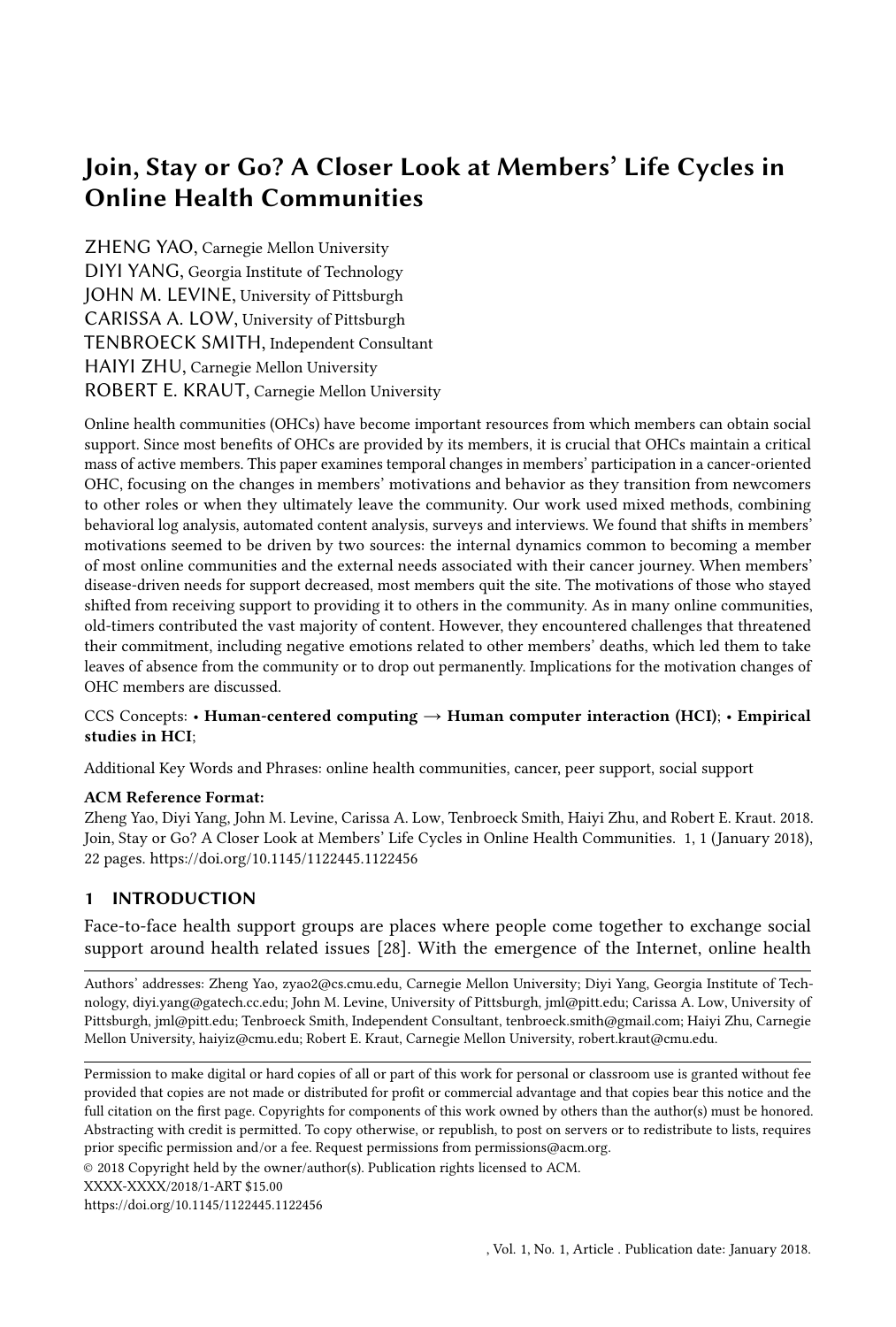# Join, Stay or Go? A Closer Look at Members' Life Cycles in Online Health Communities

ZHENG YAO, Carnegie Mellon University
DIYI YANG, Georgia Institute of Technology
JOHN M. LEVINE, University of Pittsburgh
CARISSA A. LOW, University of Pittsburgh
TENBROECK SMITH, Independent Consultant
HAIYI ZHU, Carnegie Mellon University
ROBERT E. KRAUT, Carnegie Mellon University

Online health communities (OHCs) have become important resources from which members can obtain social support. Since most benefits of OHCs are provided by its members, it is crucial that OHCs maintain a critical mass of active members. This paper examines temporal changes in members' participation in a cancer-oriented OHC, focusing on the changes in members' motivations and behavior as they transition from newcomers to other roles or when they ultimately leave the community. Our work used mixed methods, combining behavioral log analysis, automated content analysis, surveys and interviews. We found that shifts in members' motivations seemed to be driven by two sources: the internal dynamics common to becoming a member of most online communities and the external needs associated with their cancer journey. When members' disease-driven needs for support decreased, most members quit the site. The motivations of those who stayed shifted from receiving support to providing it to others in the community. As in many online communities, old-timers contributed the vast majority of content. However, they encountered challenges that threatened their commitment, including negative emotions related to other members' deaths, which led them to take leaves of absence from the community or to drop out permanently. Implications for the motivation changes of OHC members are discussed.

CCS Concepts: • **Human-centered computing** → **Human computer interaction (HCI)**; • **Empirical studies in HCI**;

Additional Key Words and Phrases: online health communities, cancer, peer support, social support

**ACM Reference Format:**
Zheng Yao, Diyi Yang, John M. Levine, Carissa A. Low, Tenbroeck Smith, Haiyi Zhu, and Robert E. Kraut. 2018. Join, Stay or Go? A Closer Look at Members' Life Cycles in Online Health Communities. 1, 1 (January 2018), 22 pages. https://doi.org/10.1145/1122445.1122456

## 1 INTRODUCTION

Face-to-face health support groups are places where people come together to exchange social support around health related issues [28]. With the emergence of the Internet, online health

Authors' addresses: Zheng Yao, zyao2@cs.cmu.edu, Carnegie Mellon University; Diyi Yang, Georgia Institute of Technology, diyi.yang@gatech.cc.edu; John M. Levine, University of Pittsburgh, jml@pitt.edu; Carissa A. Low, University of Pittsburgh, jml@pitt.edu; Tenbroeck Smith, Independent Consultant, tenbroeck.smith@gmail.com; Haiyi Zhu, Carnegie Mellon University, haiyiz@cmu.edu; Robert E. Kraut, Carnegie Mellon University, robert.kraut@cmu.edu.

Permission to make digital or hard copies of all or part of this work for personal or classroom use is granted without fee provided that copies are not made or distributed for profit or commercial advantage and that copies bear this notice and the full citation on the first page. Copyrights for components of this work owned by others than the author(s) must be honored. Abstracting with credit is permitted. To copy otherwise, or republish, to post on servers or to redistribute to lists, requires prior specific permission and/or a fee. Request permissions from permissions@acm.org.
© 2018 Copyright held by the owner/author(s). Publication rights licensed to ACM.
XXXX-XXXX/2018/1-ART $15.00
https://doi.org/10.1145/1122445.1122456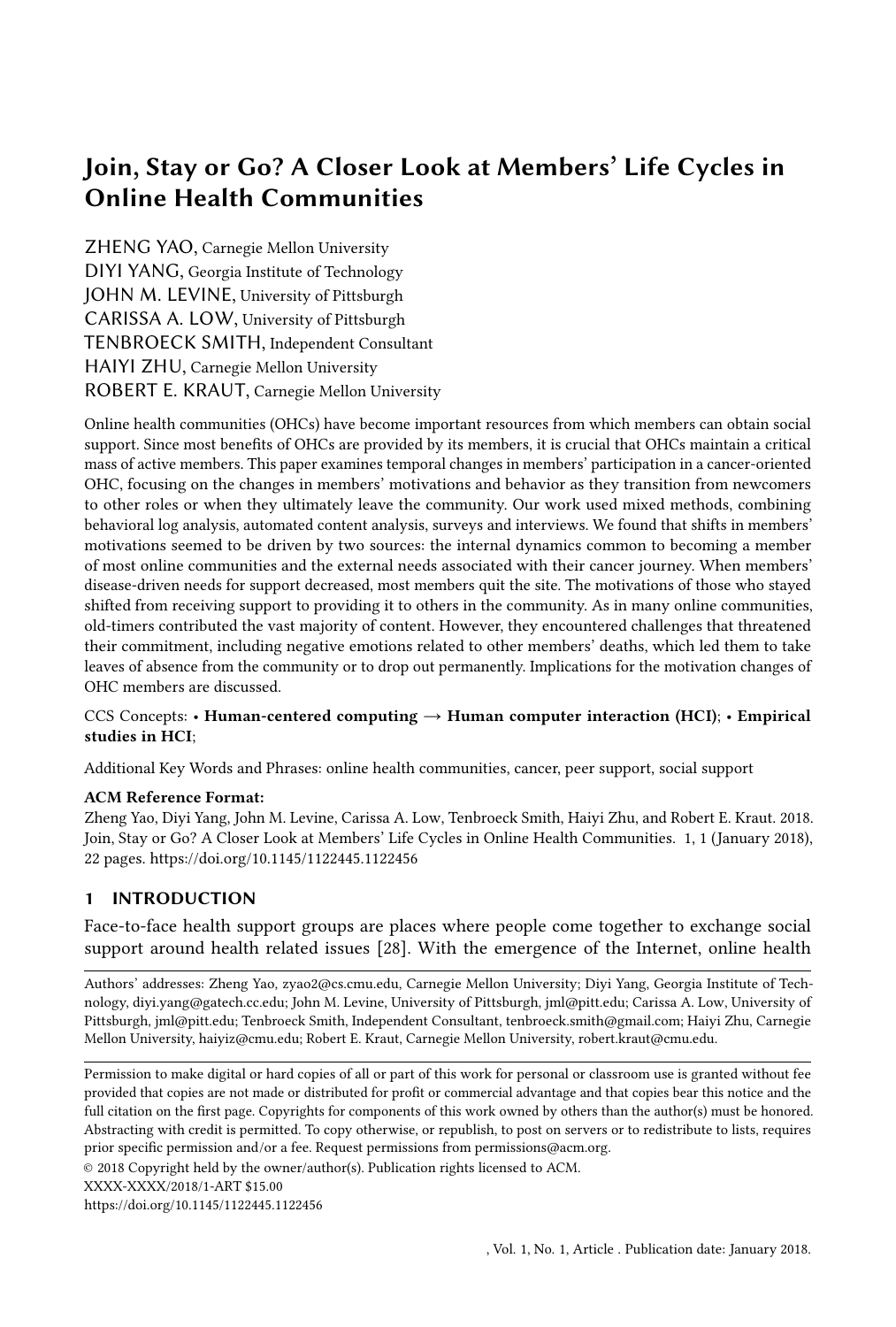# Join, Stay or Go? A Closer Look at Members' Life Cycles in Online Health Communities

ZHENG YAO, Carnegie Mellon University
DIYI YANG, Georgia Institute of Technology
JOHN M. LEVINE, University of Pittsburgh
CARISSA A. LOW, University of Pittsburgh
TENBROECK SMITH, Independent Consultant
HAIYI ZHU, Carnegie Mellon University
ROBERT E. KRAUT, Carnegie Mellon University

Online health communities (OHCs) have become important resources from which members can obtain social support. Since most benefits of OHCs are provided by its members, it is crucial that OHCs maintain a critical mass of active members. This paper examines temporal changes in members' participation in a cancer-oriented OHC, focusing on the changes in members' motivations and behavior as they transition from newcomers to other roles or when they ultimately leave the community. Our work used mixed methods, combining behavioral log analysis, automated content analysis, surveys and interviews. We found that shifts in members' motivations seemed to be driven by two sources: the internal dynamics common to becoming a member of most online communities and the external needs associated with their cancer journey. When members' disease-driven needs for support decreased, most members quit the site. The motivations of those who stayed shifted from receiving support to providing it to others in the community. As in many online communities, old-timers contributed the vast majority of content. However, they encountered challenges that threatened their commitment, including negative emotions related to other members' deaths, which led them to take leaves of absence from the community or to drop out permanently. Implications for the motivation changes of OHC members are discussed.

CCS Concepts: • **Human-centered computing → Human computer interaction (HCI)**; • **Empirical studies in HCI**;

Additional Key Words and Phrases: online health communities, cancer, peer support, social support

**ACM Reference Format:**
Zheng Yao, Diyi Yang, John M. Levine, Carissa A. Low, Tenbroeck Smith, Haiyi Zhu, and Robert E. Kraut. 2018. Join, Stay or Go? A Closer Look at Members' Life Cycles in Online Health Communities. 1, 1 (January 2018), 22 pages. https://doi.org/10.1145/1122445.1122456

## 1 INTRODUCTION

Face-to-face health support groups are places where people come together to exchange social support around health related issues [28]. With the emergence of the Internet, online health

Authors' addresses: Zheng Yao, zyao2@cs.cmu.edu, Carnegie Mellon University; Diyi Yang, Georgia Institute of Technology, diyi.yang@gatech.cc.edu; John M. Levine, University of Pittsburgh, jml@pitt.edu; Carissa A. Low, University of Pittsburgh, jml@pitt.edu; Tenbroeck Smith, Independent Consultant, tenbroeck.smith@gmail.com; Haiyi Zhu, Carnegie Mellon University, haiyiz@cmu.edu; Robert E. Kraut, Carnegie Mellon University, robert.kraut@cmu.edu.

Permission to make digital or hard copies of all or part of this work for personal or classroom use is granted without fee provided that copies are not made or distributed for profit or commercial advantage and that copies bear this notice and the full citation on the first page. Copyrights for components of this work owned by others than the author(s) must be honored. Abstracting with credit is permitted. To copy otherwise, or republish, to post on servers or to redistribute to lists, requires prior specific permission and/or a fee. Request permissions from permissions@acm.org.
© 2018 Copyright held by the owner/author(s). Publication rights licensed to ACM.
XXXX-XXXX/2018/1-ART $15.00
https://doi.org/10.1145/1122445.1122456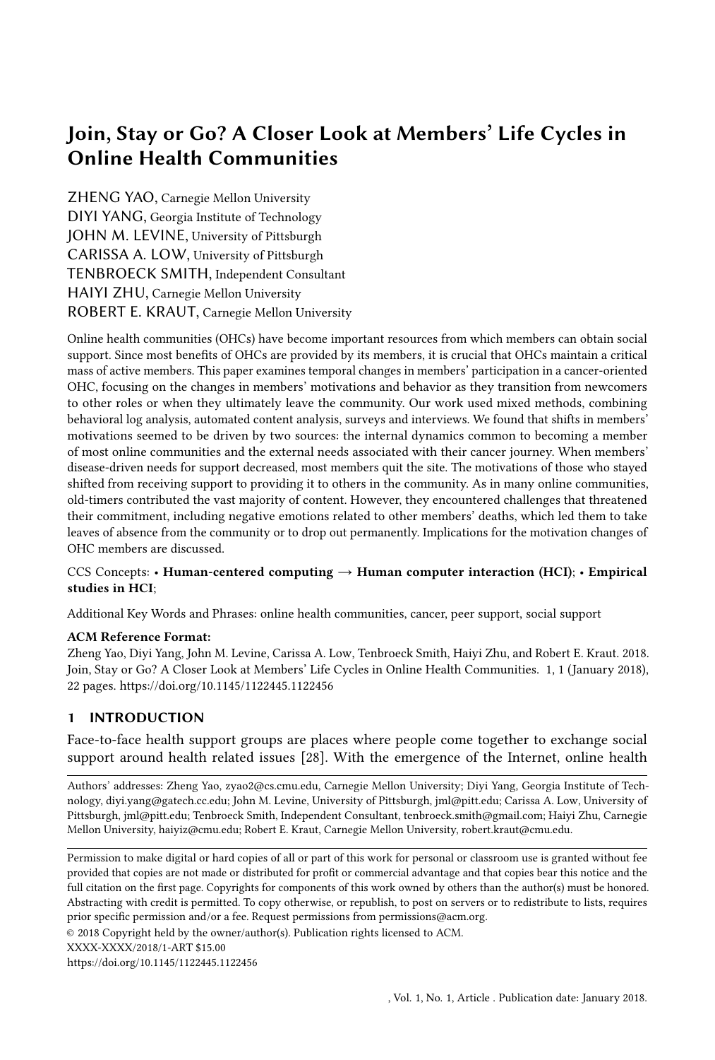# Join, Stay or Go? A Closer Look at Members' Life Cycles in Online Health Communities

ZHENG YAO, Carnegie Mellon University
DIYI YANG, Georgia Institute of Technology
JOHN M. LEVINE, University of Pittsburgh
CARISSA A. LOW, University of Pittsburgh
TENBROECK SMITH, Independent Consultant
HAIYI ZHU, Carnegie Mellon University
ROBERT E. KRAUT, Carnegie Mellon University

Online health communities (OHCs) have become important resources from which members can obtain social support. Since most benefits of OHCs are provided by its members, it is crucial that OHCs maintain a critical mass of active members. This paper examines temporal changes in members' participation in a cancer-oriented OHC, focusing on the changes in members' motivations and behavior as they transition from newcomers to other roles or when they ultimately leave the community. Our work used mixed methods, combining behavioral log analysis, automated content analysis, surveys and interviews. We found that shifts in members' motivations seemed to be driven by two sources: the internal dynamics common to becoming a member of most online communities and the external needs associated with their cancer journey. When members' disease-driven needs for support decreased, most members quit the site. The motivations of those who stayed shifted from receiving support to providing it to others in the community. As in many online communities, old-timers contributed the vast majority of content. However, they encountered challenges that threatened their commitment, including negative emotions related to other members' deaths, which led them to take leaves of absence from the community or to drop out permanently. Implications for the motivation changes of OHC members are discussed.

CCS Concepts: • **Human-centered computing** → **Human computer interaction (HCI)**; • **Empirical studies in HCI**;

Additional Key Words and Phrases: online health communities, cancer, peer support, social support

**ACM Reference Format:**
Zheng Yao, Diyi Yang, John M. Levine, Carissa A. Low, Tenbroeck Smith, Haiyi Zhu, and Robert E. Kraut. 2018. Join, Stay or Go? A Closer Look at Members' Life Cycles in Online Health Communities. 1, 1 (January 2018), 22 pages. https://doi.org/10.1145/1122445.1122456

## 1 INTRODUCTION

Face-to-face health support groups are places where people come together to exchange social support around health related issues [28]. With the emergence of the Internet, online health

Authors' addresses: Zheng Yao, zyao2@cs.cmu.edu, Carnegie Mellon University; Diyi Yang, Georgia Institute of Technology, diyi.yang@gatech.cc.edu; John M. Levine, University of Pittsburgh, jml@pitt.edu; Carissa A. Low, University of Pittsburgh, jml@pitt.edu; Tenbroeck Smith, Independent Consultant, tenbroeck.smith@gmail.com; Haiyi Zhu, Carnegie Mellon University, haiyiz@cmu.edu; Robert E. Kraut, Carnegie Mellon University, robert.kraut@cmu.edu.

Permission to make digital or hard copies of all or part of this work for personal or classroom use is granted without fee provided that copies are not made or distributed for profit or commercial advantage and that copies bear this notice and the full citation on the first page. Copyrights for components of this work owned by others than the author(s) must be honored. Abstracting with credit is permitted. To copy otherwise, or republish, to post on servers or to redistribute to lists, requires prior specific permission and/or a fee. Request permissions from permissions@acm.org.
© 2018 Copyright held by the owner/author(s). Publication rights licensed to ACM.
XXXX-XXXX/2018/1-ART $15.00
https://doi.org/10.1145/1122445.1122456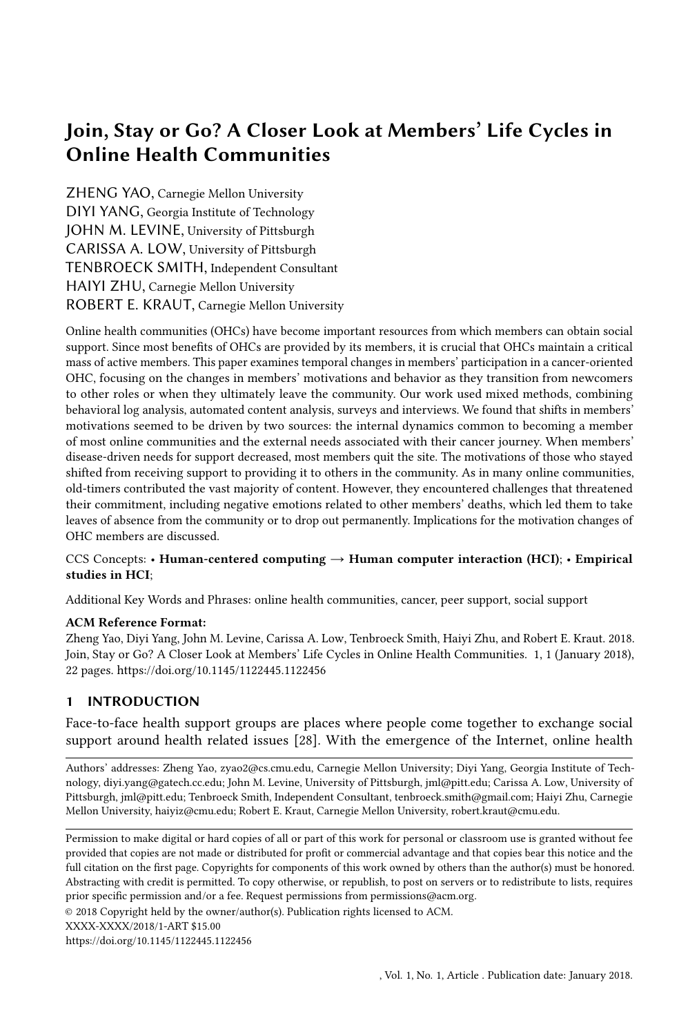# Join, Stay or Go? A Closer Look at Members' Life Cycles in Online Health Communities

ZHENG YAO, Carnegie Mellon University
DIYI YANG, Georgia Institute of Technology
JOHN M. LEVINE, University of Pittsburgh
CARISSA A. LOW, University of Pittsburgh
TENBROECK SMITH, Independent Consultant
HAIYI ZHU, Carnegie Mellon University
ROBERT E. KRAUT, Carnegie Mellon University

Online health communities (OHCs) have become important resources from which members can obtain social support. Since most benefits of OHCs are provided by its members, it is crucial that OHCs maintain a critical mass of active members. This paper examines temporal changes in members' participation in a cancer-oriented OHC, focusing on the changes in members' motivations and behavior as they transition from newcomers to other roles or when they ultimately leave the community. Our work used mixed methods, combining behavioral log analysis, automated content analysis, surveys and interviews. We found that shifts in members' motivations seemed to be driven by two sources: the internal dynamics common to becoming a member of most online communities and the external needs associated with their cancer journey. When members' disease-driven needs for support decreased, most members quit the site. The motivations of those who stayed shifted from receiving support to providing it to others in the community. As in many online communities, old-timers contributed the vast majority of content. However, they encountered challenges that threatened their commitment, including negative emotions related to other members' deaths, which led them to take leaves of absence from the community or to drop out permanently. Implications for the motivation changes of OHC members are discussed.

CCS Concepts: • **Human-centered computing → Human computer interaction (HCI)**; • **Empirical studies in HCI**;

Additional Key Words and Phrases: online health communities, cancer, peer support, social support

**ACM Reference Format:**
Zheng Yao, Diyi Yang, John M. Levine, Carissa A. Low, Tenbroeck Smith, Haiyi Zhu, and Robert E. Kraut. 2018. Join, Stay or Go? A Closer Look at Members' Life Cycles in Online Health Communities. 1, 1 (January 2018), 22 pages. https://doi.org/10.1145/1122445.1122456

## 1 INTRODUCTION

Face-to-face health support groups are places where people come together to exchange social support around health related issues [28]. With the emergence of the Internet, online health

---

Authors' addresses: Zheng Yao, zyao2@cs.cmu.edu, Carnegie Mellon University; Diyi Yang, Georgia Institute of Technology, diyi.yang@gatech.cc.edu; John M. Levine, University of Pittsburgh, jml@pitt.edu; Carissa A. Low, University of Pittsburgh, jml@pitt.edu; Tenbroeck Smith, Independent Consultant, tenbroeck.smith@gmail.com; Haiyi Zhu, Carnegie Mellon University, haiyiz@cmu.edu; Robert E. Kraut, Carnegie Mellon University, robert.kraut@cmu.edu.

---

Permission to make digital or hard copies of all or part of this work for personal or classroom use is granted without fee provided that copies are not made or distributed for profit or commercial advantage and that copies bear this notice and the full citation on the first page. Copyrights for components of this work owned by others than the author(s) must be honored. Abstracting with credit is permitted. To copy otherwise, or republish, to post on servers or to redistribute to lists, requires prior specific permission and/or a fee. Request permissions from permissions@acm.org.
© 2018 Copyright held by the owner/author(s). Publication rights licensed to ACM.
XXXX-XXXX/2018/1-ART $15.00
https://doi.org/10.1145/1122445.1122456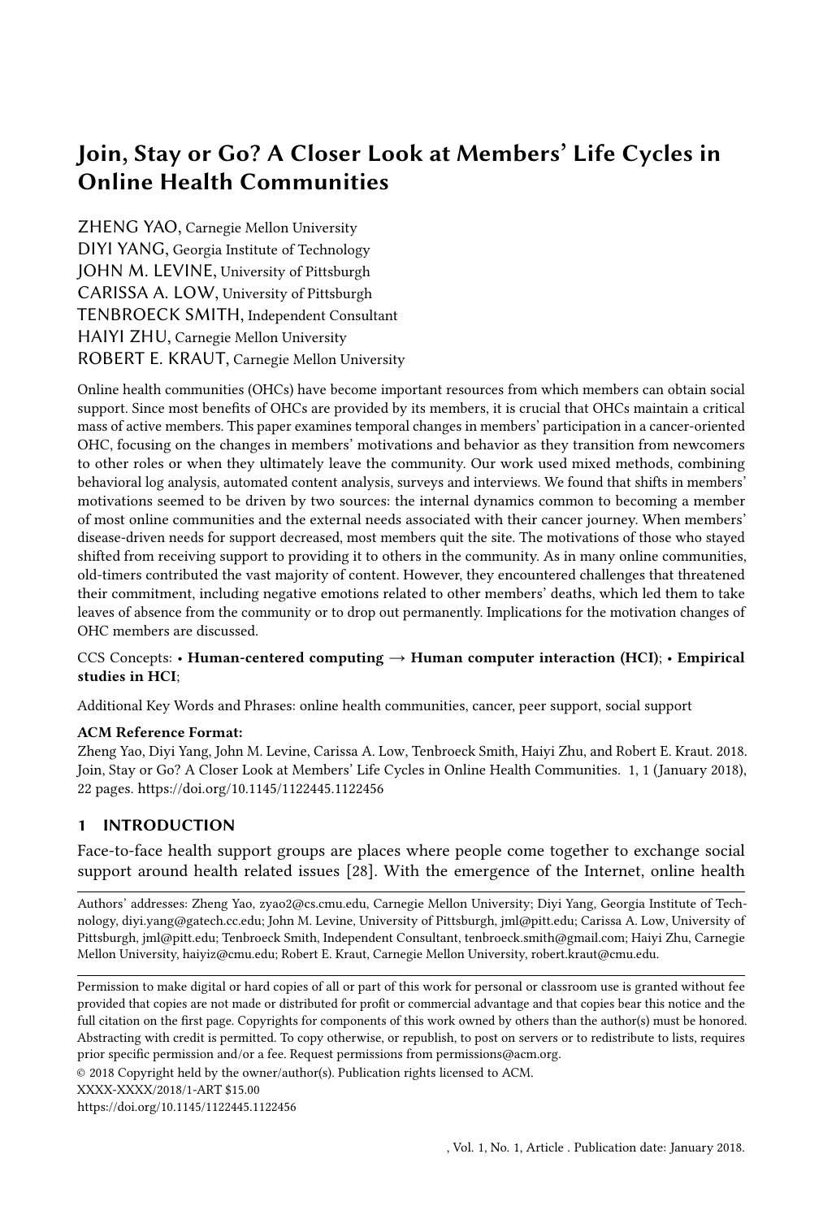# Join, Stay or Go? A Closer Look at Members' Life Cycles in Online Health Communities

ZHENG YAO, Carnegie Mellon University
DIYI YANG, Georgia Institute of Technology
JOHN M. LEVINE, University of Pittsburgh
CARISSA A. LOW, University of Pittsburgh
TENBROECK SMITH, Independent Consultant
HAIYI ZHU, Carnegie Mellon University
ROBERT E. KRAUT, Carnegie Mellon University

Online health communities (OHCs) have become important resources from which members can obtain social support. Since most benefits of OHCs are provided by its members, it is crucial that OHCs maintain a critical mass of active members. This paper examines temporal changes in members' participation in a cancer-oriented OHC, focusing on the changes in members' motivations and behavior as they transition from newcomers to other roles or when they ultimately leave the community. Our work used mixed methods, combining behavioral log analysis, automated content analysis, surveys and interviews. We found that shifts in members' motivations seemed to be driven by two sources: the internal dynamics common to becoming a member of most online communities and the external needs associated with their cancer journey. When members' disease-driven needs for support decreased, most members quit the site. The motivations of those who stayed shifted from receiving support to providing it to others in the community. As in many online communities, old-timers contributed the vast majority of content. However, they encountered challenges that threatened their commitment, including negative emotions related to other members' deaths, which led them to take leaves of absence from the community or to drop out permanently. Implications for the motivation changes of OHC members are discussed.

CCS Concepts: • **Human-centered computing → Human computer interaction (HCI)**; • **Empirical studies in HCI**;

Additional Key Words and Phrases: online health communities, cancer, peer support, social support

**ACM Reference Format:**
Zheng Yao, Diyi Yang, John M. Levine, Carissa A. Low, Tenbroeck Smith, Haiyi Zhu, and Robert E. Kraut. 2018. Join, Stay or Go? A Closer Look at Members' Life Cycles in Online Health Communities. 1, 1 (January 2018), 22 pages. https://doi.org/10.1145/1122445.1122456

## 1 INTRODUCTION

Face-to-face health support groups are places where people come together to exchange social support around health related issues [28]. With the emergence of the Internet, online health

---

Authors' addresses: Zheng Yao, zyao2@cs.cmu.edu, Carnegie Mellon University; Diyi Yang, Georgia Institute of Technology, diyi.yang@gatech.cc.edu; John M. Levine, University of Pittsburgh, jml@pitt.edu; Carissa A. Low, University of Pittsburgh, jml@pitt.edu; Tenbroeck Smith, Independent Consultant, tenbroeck.smith@gmail.com; Haiyi Zhu, Carnegie Mellon University, haiyiz@cmu.edu; Robert E. Kraut, Carnegie Mellon University, robert.kraut@cmu.edu.

---

Permission to make digital or hard copies of all or part of this work for personal or classroom use is granted without fee provided that copies are not made or distributed for profit or commercial advantage and that copies bear this notice and the full citation on the first page. Copyrights for components of this work owned by others than the author(s) must be honored. Abstracting with credit is permitted. To copy otherwise, or republish, to post on servers or to redistribute to lists, requires prior specific permission and/or a fee. Request permissions from permissions@acm.org.

© 2018 Copyright held by the owner/author(s). Publication rights licensed to ACM.
XXXX-XXXX/2018/1-ART $15.00
https://doi.org/10.1145/1122445.1122456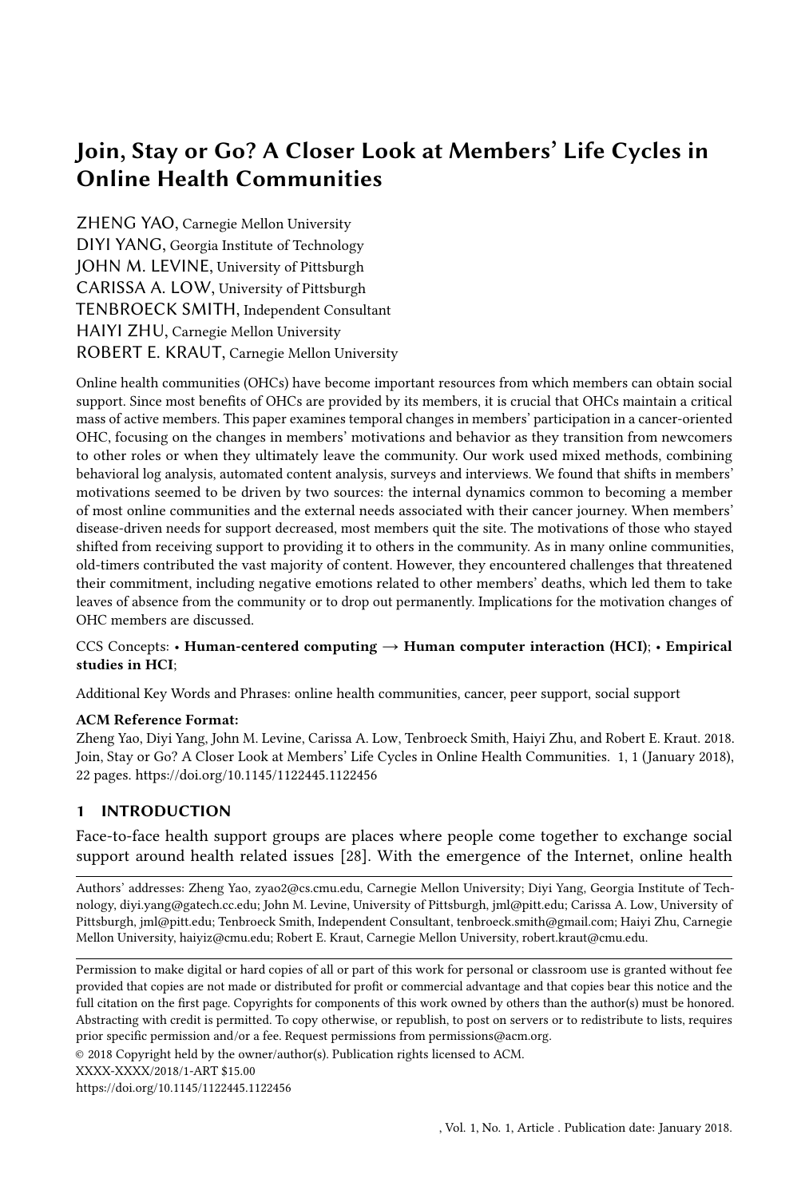# Join, Stay or Go? A Closer Look at Members' Life Cycles in Online Health Communities

ZHENG YAO, Carnegie Mellon University
DIYI YANG, Georgia Institute of Technology
JOHN M. LEVINE, University of Pittsburgh
CARISSA A. LOW, University of Pittsburgh
TENBROECK SMITH, Independent Consultant
HAIYI ZHU, Carnegie Mellon University
ROBERT E. KRAUT, Carnegie Mellon University

Online health communities (OHCs) have become important resources from which members can obtain social support. Since most benefits of OHCs are provided by its members, it is crucial that OHCs maintain a critical mass of active members. This paper examines temporal changes in members' participation in a cancer-oriented OHC, focusing on the changes in members' motivations and behavior as they transition from newcomers to other roles or when they ultimately leave the community. Our work used mixed methods, combining behavioral log analysis, automated content analysis, surveys and interviews. We found that shifts in members' motivations seemed to be driven by two sources: the internal dynamics common to becoming a member of most online communities and the external needs associated with their cancer journey. When members' disease-driven needs for support decreased, most members quit the site. The motivations of those who stayed shifted from receiving support to providing it to others in the community. As in many online communities, old-timers contributed the vast majority of content. However, they encountered challenges that threatened their commitment, including negative emotions related to other members' deaths, which led them to take leaves of absence from the community or to drop out permanently. Implications for the motivation changes of OHC members are discussed.

CCS Concepts: • **Human-centered computing** → **Human computer interaction (HCI)**; • **Empirical studies in HCI**;

Additional Key Words and Phrases: online health communities, cancer, peer support, social support

**ACM Reference Format:**
Zheng Yao, Diyi Yang, John M. Levine, Carissa A. Low, Tenbroeck Smith, Haiyi Zhu, and Robert E. Kraut. 2018. Join, Stay or Go? A Closer Look at Members' Life Cycles in Online Health Communities. 1, 1 (January 2018), 22 pages. https://doi.org/10.1145/1122445.1122456

## 1 INTRODUCTION

Face-to-face health support groups are places where people come together to exchange social support around health related issues [28]. With the emergence of the Internet, online health

---

Authors' addresses: Zheng Yao, zyao2@cs.cmu.edu, Carnegie Mellon University; Diyi Yang, Georgia Institute of Technology, diyi.yang@gatech.cc.edu; John M. Levine, University of Pittsburgh, jml@pitt.edu; Carissa A. Low, University of Pittsburgh, jml@pitt.edu; Tenbroeck Smith, Independent Consultant, tenbroeck.smith@gmail.com; Haiyi Zhu, Carnegie Mellon University, haiyiz@cmu.edu; Robert E. Kraut, Carnegie Mellon University, robert.kraut@cmu.edu.

---

Permission to make digital or hard copies of all or part of this work for personal or classroom use is granted without fee provided that copies are not made or distributed for profit or commercial advantage and that copies bear this notice and the full citation on the first page. Copyrights for components of this work owned by others than the author(s) must be honored. Abstracting with credit is permitted. To copy otherwise, or republish, to post on servers or to redistribute to lists, requires prior specific permission and/or a fee. Request permissions from permissions@acm.org.

© 2018 Copyright held by the owner/author(s). Publication rights licensed to ACM.
XXXX-XXXX/2018/1-ART $15.00
https://doi.org/10.1145/1122445.1122456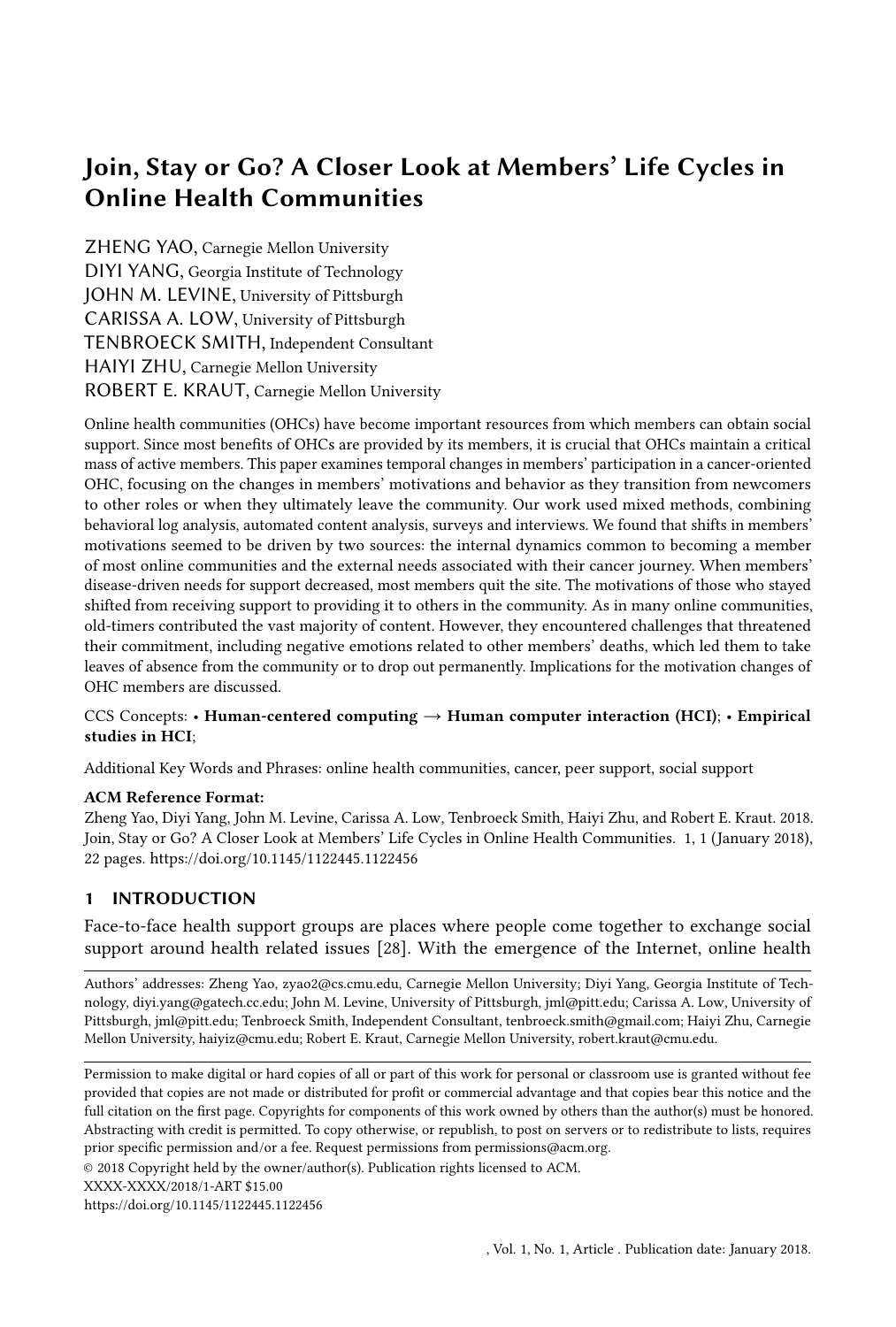# Join, Stay or Go? A Closer Look at Members' Life Cycles in Online Health Communities

ZHENG YAO, Carnegie Mellon University
DIYI YANG, Georgia Institute of Technology
JOHN M. LEVINE, University of Pittsburgh
CARISSA A. LOW, University of Pittsburgh
TENBROECK SMITH, Independent Consultant
HAIYI ZHU, Carnegie Mellon University
ROBERT E. KRAUT, Carnegie Mellon University

Online health communities (OHCs) have become important resources from which members can obtain social support. Since most benefits of OHCs are provided by its members, it is crucial that OHCs maintain a critical mass of active members. This paper examines temporal changes in members' participation in a cancer-oriented OHC, focusing on the changes in members' motivations and behavior as they transition from newcomers to other roles or when they ultimately leave the community. Our work used mixed methods, combining behavioral log analysis, automated content analysis, surveys and interviews. We found that shifts in members' motivations seemed to be driven by two sources: the internal dynamics common to becoming a member of most online communities and the external needs associated with their cancer journey. When members' disease-driven needs for support decreased, most members quit the site. The motivations of those who stayed shifted from receiving support to providing it to others in the community. As in many online communities, old-timers contributed the vast majority of content. However, they encountered challenges that threatened their commitment, including negative emotions related to other members' deaths, which led them to take leaves of absence from the community or to drop out permanently. Implications for the motivation changes of OHC members are discussed.

CCS Concepts: • **Human-centered computing → Human computer interaction (HCI)**; • **Empirical studies in HCI**;

Additional Key Words and Phrases: online health communities, cancer, peer support, social support

**ACM Reference Format:**
Zheng Yao, Diyi Yang, John M. Levine, Carissa A. Low, Tenbroeck Smith, Haiyi Zhu, and Robert E. Kraut. 2018. Join, Stay or Go? A Closer Look at Members' Life Cycles in Online Health Communities. 1, 1 (January 2018), 22 pages. https://doi.org/10.1145/1122445.1122456

## 1 INTRODUCTION

Face-to-face health support groups are places where people come together to exchange social support around health related issues [28]. With the emergence of the Internet, online health

---

Authors' addresses: Zheng Yao, zyao2@cs.cmu.edu, Carnegie Mellon University; Diyi Yang, Georgia Institute of Technology, diyi.yang@gatech.cc.edu; John M. Levine, University of Pittsburgh, jml@pitt.edu; Carissa A. Low, University of Pittsburgh, jml@pitt.edu; Tenbroeck Smith, Independent Consultant, tenbroeck.smith@gmail.com; Haiyi Zhu, Carnegie Mellon University, haiyiz@cmu.edu; Robert E. Kraut, Carnegie Mellon University, robert.kraut@cmu.edu.

---

Permission to make digital or hard copies of all or part of this work for personal or classroom use is granted without fee provided that copies are not made or distributed for profit or commercial advantage and that copies bear this notice and the full citation on the first page. Copyrights for components of this work owned by others than the author(s) must be honored. Abstracting with credit is permitted. To copy otherwise, or republish, to post on servers or to redistribute to lists, requires prior specific permission and/or a fee. Request permissions from permissions@acm.org.

© 2018 Copyright held by the owner/author(s). Publication rights licensed to ACM.
XXXX-XXXX/2018/1-ART $15.00
https://doi.org/10.1145/1122445.1122456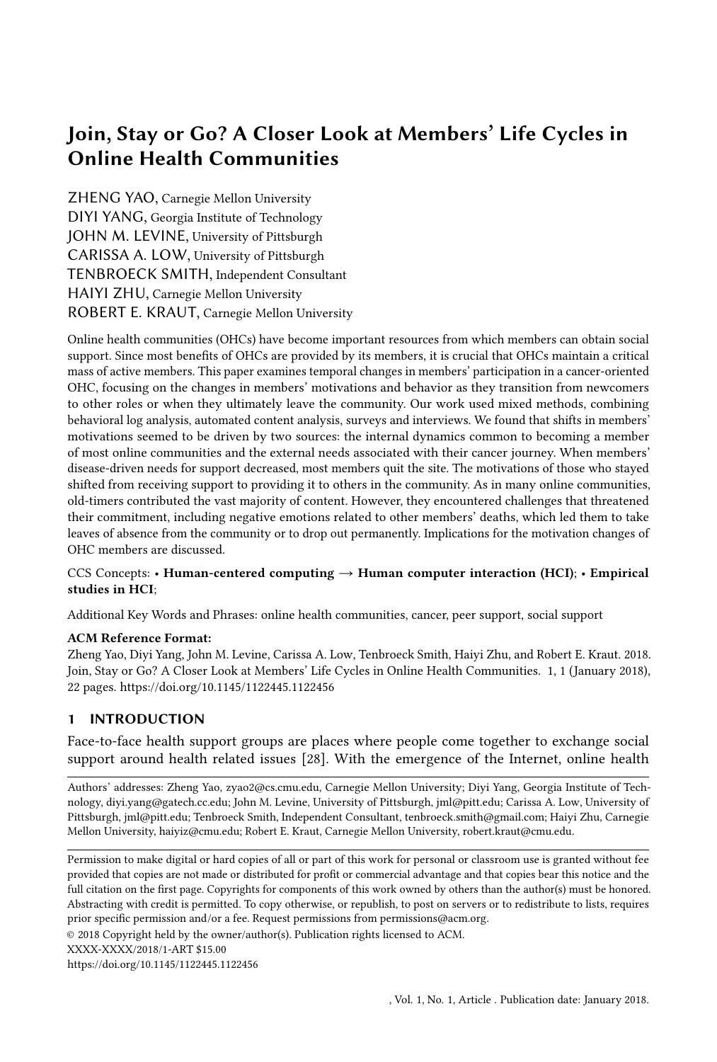# Join, Stay or Go? A Closer Look at Members' Life Cycles in Online Health Communities

ZHENG YAO, Carnegie Mellon University
DIYI YANG, Georgia Institute of Technology
JOHN M. LEVINE, University of Pittsburgh
CARISSA A. LOW, University of Pittsburgh
TENBROECK SMITH, Independent Consultant
HAIYI ZHU, Carnegie Mellon University
ROBERT E. KRAUT, Carnegie Mellon University

Online health communities (OHCs) have become important resources from which members can obtain social support. Since most benefits of OHCs are provided by its members, it is crucial that OHCs maintain a critical mass of active members. This paper examines temporal changes in members' participation in a cancer-oriented OHC, focusing on the changes in members' motivations and behavior as they transition from newcomers to other roles or when they ultimately leave the community. Our work used mixed methods, combining behavioral log analysis, automated content analysis, surveys and interviews. We found that shifts in members' motivations seemed to be driven by two sources: the internal dynamics common to becoming a member of most online communities and the external needs associated with their cancer journey. When members' disease-driven needs for support decreased, most members quit the site. The motivations of those who stayed shifted from receiving support to providing it to others in the community. As in many online communities, old-timers contributed the vast majority of content. However, they encountered challenges that threatened their commitment, including negative emotions related to other members' deaths, which led them to take leaves of absence from the community or to drop out permanently. Implications for the motivation changes of OHC members are discussed.

CCS Concepts: • **Human-centered computing → Human computer interaction (HCI)**; • **Empirical studies in HCI**;

Additional Key Words and Phrases: online health communities, cancer, peer support, social support

**ACM Reference Format:**
Zheng Yao, Diyi Yang, John M. Levine, Carissa A. Low, Tenbroeck Smith, Haiyi Zhu, and Robert E. Kraut. 2018. Join, Stay or Go? A Closer Look at Members' Life Cycles in Online Health Communities. 1, 1 (January 2018), 22 pages. https://doi.org/10.1145/1122445.1122456

## 1 INTRODUCTION

Face-to-face health support groups are places where people come together to exchange social support around health related issues [28]. With the emergence of the Internet, online health

---

Authors' addresses: Zheng Yao, zyao2@cs.cmu.edu, Carnegie Mellon University; Diyi Yang, Georgia Institute of Technology, diyi.yang@gatech.cc.edu; John M. Levine, University of Pittsburgh, jml@pitt.edu; Carissa A. Low, University of Pittsburgh, jml@pitt.edu; Tenbroeck Smith, Independent Consultant, tenbroeck.smith@gmail.com; Haiyi Zhu, Carnegie Mellon University, haiyiz@cmu.edu; Robert E. Kraut, Carnegie Mellon University, robert.kraut@cmu.edu.

---

Permission to make digital or hard copies of all or part of this work for personal or classroom use is granted without fee provided that copies are not made or distributed for profit or commercial advantage and that copies bear this notice and the full citation on the first page. Copyrights for components of this work owned by others than the author(s) must be honored. Abstracting with credit is permitted. To copy otherwise, or republish, to post on servers or to redistribute to lists, requires prior specific permission and/or a fee. Request permissions from permissions@acm.org.

© 2018 Copyright held by the owner/author(s). Publication rights licensed to ACM.
XXXX-XXXX/2018/1-ART $15.00
https://doi.org/10.1145/1122445.1122456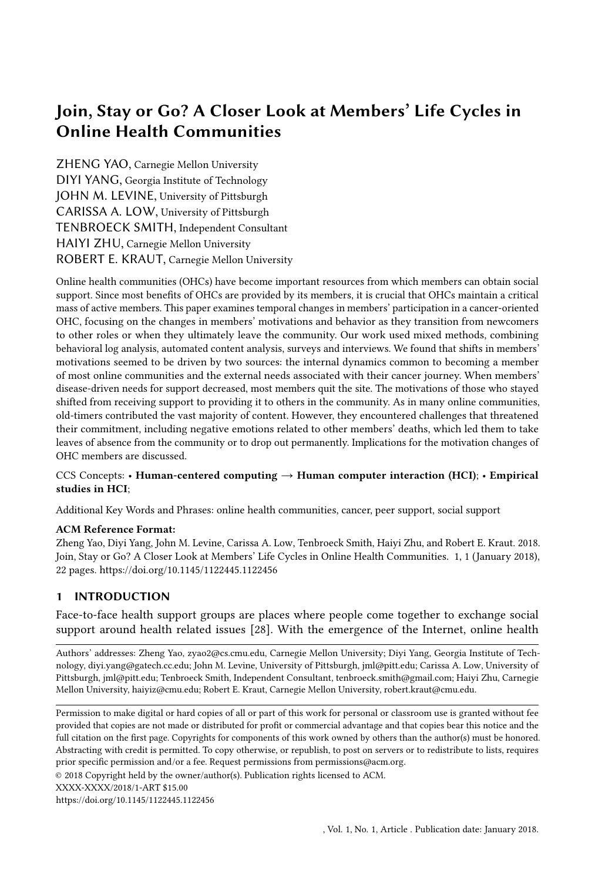# Join, Stay or Go? A Closer Look at Members' Life Cycles in Online Health Communities

ZHENG YAO, Carnegie Mellon University
DIYI YANG, Georgia Institute of Technology
JOHN M. LEVINE, University of Pittsburgh
CARISSA A. LOW, University of Pittsburgh
TENBROECK SMITH, Independent Consultant
HAIYI ZHU, Carnegie Mellon University
ROBERT E. KRAUT, Carnegie Mellon University

Online health communities (OHCs) have become important resources from which members can obtain social support. Since most benefits of OHCs are provided by its members, it is crucial that OHCs maintain a critical mass of active members. This paper examines temporal changes in members' participation in a cancer-oriented OHC, focusing on the changes in members' motivations and behavior as they transition from newcomers to other roles or when they ultimately leave the community. Our work used mixed methods, combining behavioral log analysis, automated content analysis, surveys and interviews. We found that shifts in members' motivations seemed to be driven by two sources: the internal dynamics common to becoming a member of most online communities and the external needs associated with their cancer journey. When members' disease-driven needs for support decreased, most members quit the site. The motivations of those who stayed shifted from receiving support to providing it to others in the community. As in many online communities, old-timers contributed the vast majority of content. However, they encountered challenges that threatened their commitment, including negative emotions related to other members' deaths, which led them to take leaves of absence from the community or to drop out permanently. Implications for the motivation changes of OHC members are discussed.

CCS Concepts: • **Human-centered computing** → **Human computer interaction (HCI)**; • **Empirical studies in HCI**;

Additional Key Words and Phrases: online health communities, cancer, peer support, social support

**ACM Reference Format:**
Zheng Yao, Diyi Yang, John M. Levine, Carissa A. Low, Tenbroeck Smith, Haiyi Zhu, and Robert E. Kraut. 2018. Join, Stay or Go? A Closer Look at Members' Life Cycles in Online Health Communities. 1, 1 (January 2018), 22 pages. https://doi.org/10.1145/1122445.1122456

## 1 INTRODUCTION

Face-to-face health support groups are places where people come together to exchange social support around health related issues [28]. With the emergence of the Internet, online health

---

Authors' addresses: Zheng Yao, zyao2@cs.cmu.edu, Carnegie Mellon University; Diyi Yang, Georgia Institute of Technology, diyi.yang@gatech.cc.edu; John M. Levine, University of Pittsburgh, jml@pitt.edu; Carissa A. Low, University of Pittsburgh, jml@pitt.edu; Tenbroeck Smith, Independent Consultant, tenbroeck.smith@gmail.com; Haiyi Zhu, Carnegie Mellon University, haiyiz@cmu.edu; Robert E. Kraut, Carnegie Mellon University, robert.kraut@cmu.edu.

---

Permission to make digital or hard copies of all or part of this work for personal or classroom use is granted without fee provided that copies are not made or distributed for profit or commercial advantage and that copies bear this notice and the full citation on the first page. Copyrights for components of this work owned by others than the author(s) must be honored. Abstracting with credit is permitted. To copy otherwise, or republish, to post on servers or to redistribute to lists, requires prior specific permission and/or a fee. Request permissions from permissions@acm.org.
© 2018 Copyright held by the owner/author(s). Publication rights licensed to ACM.
XXXX-XXXX/2018/1-ART $15.00
https://doi.org/10.1145/1122445.1122456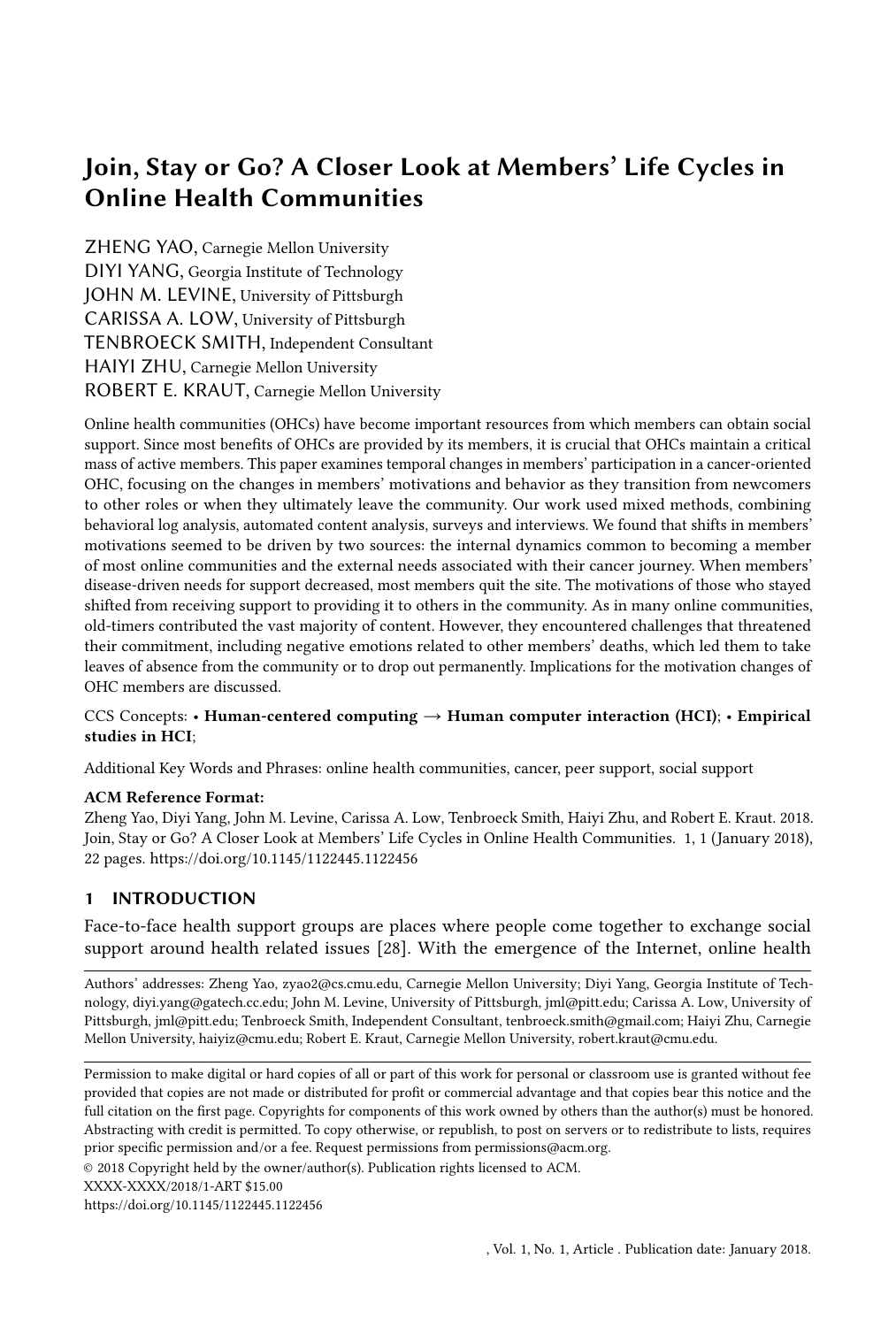# Join, Stay or Go? A Closer Look at Members' Life Cycles in Online Health Communities

ZHENG YAO, Carnegie Mellon University
DIYI YANG, Georgia Institute of Technology
JOHN M. LEVINE, University of Pittsburgh
CARISSA A. LOW, University of Pittsburgh
TENBROECK SMITH, Independent Consultant
HAIYI ZHU, Carnegie Mellon University
ROBERT E. KRAUT, Carnegie Mellon University

Online health communities (OHCs) have become important resources from which members can obtain social support. Since most benefits of OHCs are provided by its members, it is crucial that OHCs maintain a critical mass of active members. This paper examines temporal changes in members' participation in a cancer-oriented OHC, focusing on the changes in members' motivations and behavior as they transition from newcomers to other roles or when they ultimately leave the community. Our work used mixed methods, combining behavioral log analysis, automated content analysis, surveys and interviews. We found that shifts in members' motivations seemed to be driven by two sources: the internal dynamics common to becoming a member of most online communities and the external needs associated with their cancer journey. When members' disease-driven needs for support decreased, most members quit the site. The motivations of those who stayed shifted from receiving support to providing it to others in the community. As in many online communities, old-timers contributed the vast majority of content. However, they encountered challenges that threatened their commitment, including negative emotions related to other members' deaths, which led them to take leaves of absence from the community or to drop out permanently. Implications for the motivation changes of OHC members are discussed.

CCS Concepts: • **Human-centered computing** → **Human computer interaction (HCI)**; • **Empirical studies in HCI**;

Additional Key Words and Phrases: online health communities, cancer, peer support, social support

**ACM Reference Format:**
Zheng Yao, Diyi Yang, John M. Levine, Carissa A. Low, Tenbroeck Smith, Haiyi Zhu, and Robert E. Kraut. 2018. Join, Stay or Go? A Closer Look at Members' Life Cycles in Online Health Communities. 1, 1 (January 2018), 22 pages. https://doi.org/10.1145/1122445.1122456

## 1 INTRODUCTION

Face-to-face health support groups are places where people come together to exchange social support around health related issues [28]. With the emergence of the Internet, online health

---

Authors' addresses: Zheng Yao, zyao2@cs.cmu.edu, Carnegie Mellon University; Diyi Yang, Georgia Institute of Technology, diyi.yang@gatech.cc.edu; John M. Levine, University of Pittsburgh, jml@pitt.edu; Carissa A. Low, University of Pittsburgh, jml@pitt.edu; Tenbroeck Smith, Independent Consultant, tenbroeck.smith@gmail.com; Haiyi Zhu, Carnegie Mellon University, haiyiz@cmu.edu; Robert E. Kraut, Carnegie Mellon University, robert.kraut@cmu.edu.

---

Permission to make digital or hard copies of all or part of this work for personal or classroom use is granted without fee provided that copies are not made or distributed for profit or commercial advantage and that copies bear this notice and the full citation on the first page. Copyrights for components of this work owned by others than the author(s) must be honored. Abstracting with credit is permitted. To copy otherwise, or republish, to post on servers or to redistribute to lists, requires prior specific permission and/or a fee. Request permissions from permissions@acm.org.

© 2018 Copyright held by the owner/author(s). Publication rights licensed to ACM.
XXXX-XXXX/2018/1-ART $15.00
https://doi.org/10.1145/1122445.1122456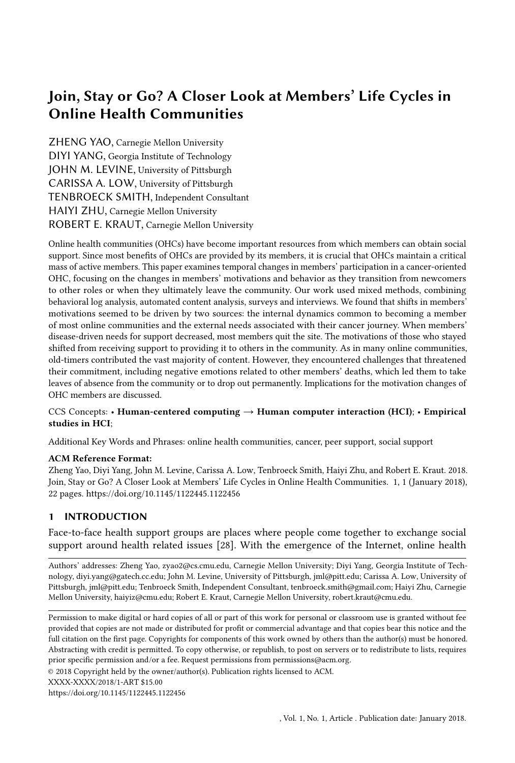# Join, Stay or Go? A Closer Look at Members' Life Cycles in Online Health Communities

ZHENG YAO, Carnegie Mellon University
DIYI YANG, Georgia Institute of Technology
JOHN M. LEVINE, University of Pittsburgh
CARISSA A. LOW, University of Pittsburgh
TENBROECK SMITH, Independent Consultant
HAIYI ZHU, Carnegie Mellon University
ROBERT E. KRAUT, Carnegie Mellon University

Online health communities (OHCs) have become important resources from which members can obtain social support. Since most benefits of OHCs are provided by its members, it is crucial that OHCs maintain a critical mass of active members. This paper examines temporal changes in members' participation in a cancer-oriented OHC, focusing on the changes in members' motivations and behavior as they transition from newcomers to other roles or when they ultimately leave the community. Our work used mixed methods, combining behavioral log analysis, automated content analysis, surveys and interviews. We found that shifts in members' motivations seemed to be driven by two sources: the internal dynamics common to becoming a member of most online communities and the external needs associated with their cancer journey. When members' disease-driven needs for support decreased, most members quit the site. The motivations of those who stayed shifted from receiving support to providing it to others in the community. As in many online communities, old-timers contributed the vast majority of content. However, they encountered challenges that threatened their commitment, including negative emotions related to other members' deaths, which led them to take leaves of absence from the community or to drop out permanently. Implications for the motivation changes of OHC members are discussed.

CCS Concepts: • **Human-centered computing → Human computer interaction (HCI)**; • **Empirical studies in HCI**;

Additional Key Words and Phrases: online health communities, cancer, peer support, social support

**ACM Reference Format:**
Zheng Yao, Diyi Yang, John M. Levine, Carissa A. Low, Tenbroeck Smith, Haiyi Zhu, and Robert E. Kraut. 2018. Join, Stay or Go? A Closer Look at Members' Life Cycles in Online Health Communities. 1, 1 (January 2018), 22 pages. https://doi.org/10.1145/1122445.1122456

## 1 INTRODUCTION

Face-to-face health support groups are places where people come together to exchange social support around health related issues [28]. With the emergence of the Internet, online health

---

Authors' addresses: Zheng Yao, zyao2@cs.cmu.edu, Carnegie Mellon University; Diyi Yang, Georgia Institute of Technology, diyi.yang@gatech.cc.edu; John M. Levine, University of Pittsburgh, jml@pitt.edu; Carissa A. Low, University of Pittsburgh, jml@pitt.edu; Tenbroeck Smith, Independent Consultant, tenbroeck.smith@gmail.com; Haiyi Zhu, Carnegie Mellon University, haiyiz@cmu.edu; Robert E. Kraut, Carnegie Mellon University, robert.kraut@cmu.edu.

---

Permission to make digital or hard copies of all or part of this work for personal or classroom use is granted without fee provided that copies are not made or distributed for profit or commercial advantage and that copies bear this notice and the full citation on the first page. Copyrights for components of this work owned by others than the author(s) must be honored. Abstracting with credit is permitted. To copy otherwise, or republish, to post on servers or to redistribute to lists, requires prior specific permission and/or a fee. Request permissions from permissions@acm.org.

© 2018 Copyright held by the owner/author(s). Publication rights licensed to ACM.
XXXX-XXXX/2018/1-ART $15.00
https://doi.org/10.1145/1122445.1122456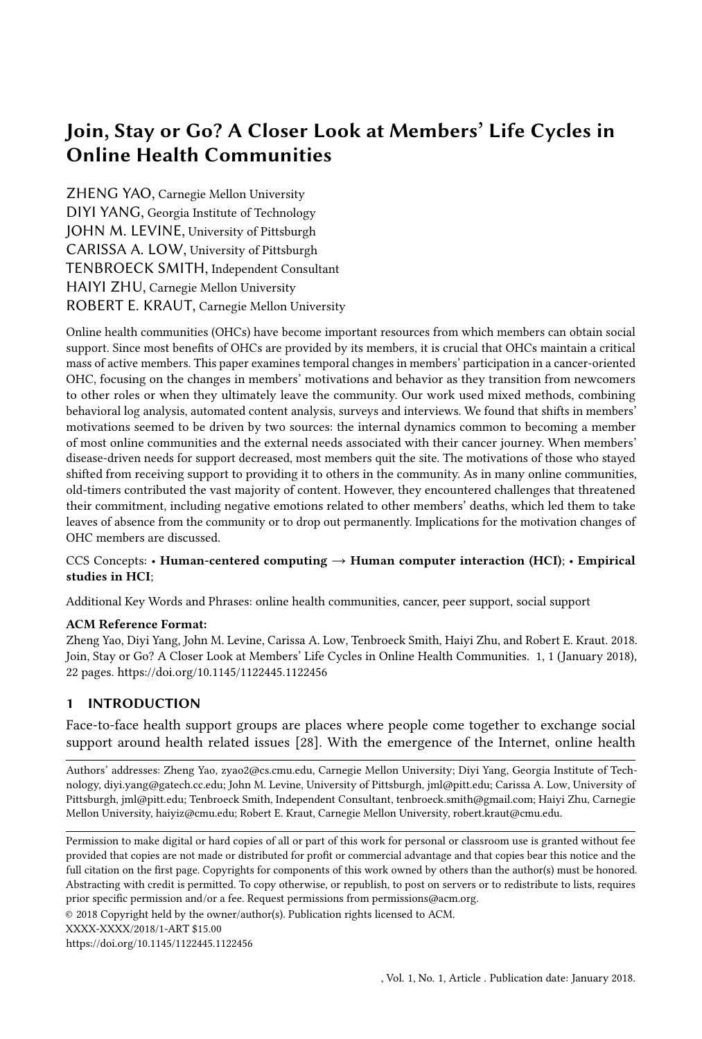# Join, Stay or Go? A Closer Look at Members' Life Cycles in Online Health Communities

ZHENG YAO, Carnegie Mellon University
DIYI YANG, Georgia Institute of Technology
JOHN M. LEVINE, University of Pittsburgh
CARISSA A. LOW, University of Pittsburgh
TENBROECK SMITH, Independent Consultant
HAIYI ZHU, Carnegie Mellon University
ROBERT E. KRAUT, Carnegie Mellon University

Online health communities (OHCs) have become important resources from which members can obtain social support. Since most benefits of OHCs are provided by its members, it is crucial that OHCs maintain a critical mass of active members. This paper examines temporal changes in members' participation in a cancer-oriented OHC, focusing on the changes in members' motivations and behavior as they transition from newcomers to other roles or when they ultimately leave the community. Our work used mixed methods, combining behavioral log analysis, automated content analysis, surveys and interviews. We found that shifts in members' motivations seemed to be driven by two sources: the internal dynamics common to becoming a member of most online communities and the external needs associated with their cancer journey. When members' disease-driven needs for support decreased, most members quit the site. The motivations of those who stayed shifted from receiving support to providing it to others in the community. As in many online communities, old-timers contributed the vast majority of content. However, they encountered challenges that threatened their commitment, including negative emotions related to other members' deaths, which led them to take leaves of absence from the community or to drop out permanently. Implications for the motivation changes of OHC members are discussed.

CCS Concepts: • **Human-centered computing** → **Human computer interaction (HCI)**; • **Empirical studies in HCI**;

Additional Key Words and Phrases: online health communities, cancer, peer support, social support

**ACM Reference Format:**
Zheng Yao, Diyi Yang, John M. Levine, Carissa A. Low, Tenbroeck Smith, Haiyi Zhu, and Robert E. Kraut. 2018. Join, Stay or Go? A Closer Look at Members' Life Cycles in Online Health Communities. 1, 1 (January 2018), 22 pages. https://doi.org/10.1145/1122445.1122456

## 1 INTRODUCTION

Face-to-face health support groups are places where people come together to exchange social support around health related issues [28]. With the emergence of the Internet, online health

---

Authors' addresses: Zheng Yao, zyao2@cs.cmu.edu, Carnegie Mellon University; Diyi Yang, Georgia Institute of Technology, diyi.yang@gatech.cc.edu; John M. Levine, University of Pittsburgh, jml@pitt.edu; Carissa A. Low, University of Pittsburgh, jml@pitt.edu; Tenbroeck Smith, Independent Consultant, tenbroeck.smith@gmail.com; Haiyi Zhu, Carnegie Mellon University, haiyiz@cmu.edu; Robert E. Kraut, Carnegie Mellon University, robert.kraut@cmu.edu.

---

Permission to make digital or hard copies of all or part of this work for personal or classroom use is granted without fee provided that copies are not made or distributed for profit or commercial advantage and that copies bear this notice and the full citation on the first page. Copyrights for components of this work owned by others than the author(s) must be honored. Abstracting with credit is permitted. To copy otherwise, or republish, to post on servers or to redistribute to lists, requires prior specific permission and/or a fee. Request permissions from permissions@acm.org.

© 2018 Copyright held by the owner/author(s). Publication rights licensed to ACM.
XXXX-XXXX/2018/1-ART $15.00
https://doi.org/10.1145/1122445.1122456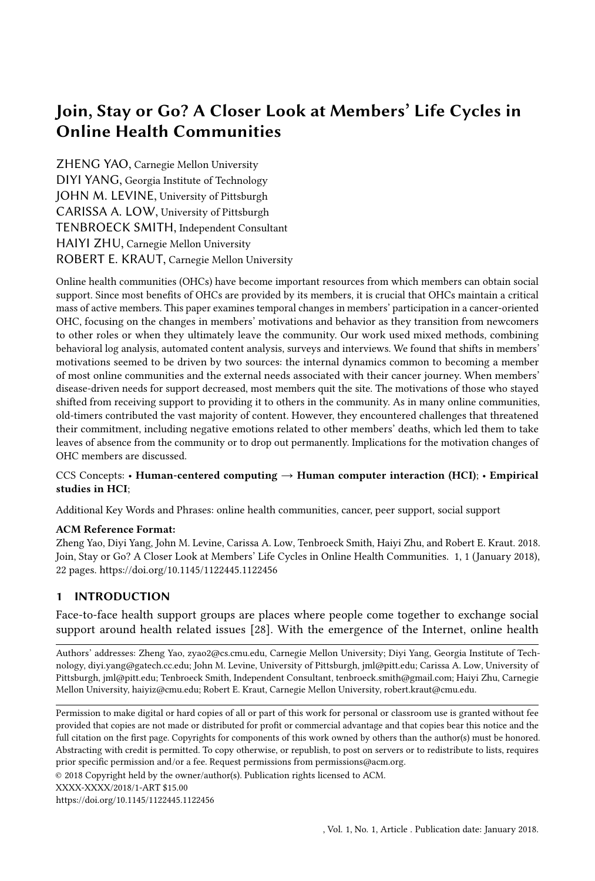# Join, Stay or Go? A Closer Look at Members' Life Cycles in Online Health Communities

ZHENG YAO, Carnegie Mellon University
DIYI YANG, Georgia Institute of Technology
JOHN M. LEVINE, University of Pittsburgh
CARISSA A. LOW, University of Pittsburgh
TENBROECK SMITH, Independent Consultant
HAIYI ZHU, Carnegie Mellon University
ROBERT E. KRAUT, Carnegie Mellon University

Online health communities (OHCs) have become important resources from which members can obtain social support. Since most benefits of OHCs are provided by its members, it is crucial that OHCs maintain a critical mass of active members. This paper examines temporal changes in members' participation in a cancer-oriented OHC, focusing on the changes in members' motivations and behavior as they transition from newcomers to other roles or when they ultimately leave the community. Our work used mixed methods, combining behavioral log analysis, automated content analysis, surveys and interviews. We found that shifts in members' motivations seemed to be driven by two sources: the internal dynamics common to becoming a member of most online communities and the external needs associated with their cancer journey. When members' disease-driven needs for support decreased, most members quit the site. The motivations of those who stayed shifted from receiving support to providing it to others in the community. As in many online communities, old-timers contributed the vast majority of content. However, they encountered challenges that threatened their commitment, including negative emotions related to other members' deaths, which led them to take leaves of absence from the community or to drop out permanently. Implications for the motivation changes of OHC members are discussed.

CCS Concepts: • **Human-centered computing → Human computer interaction (HCI)**; • **Empirical studies in HCI**;

Additional Key Words and Phrases: online health communities, cancer, peer support, social support

**ACM Reference Format:**
Zheng Yao, Diyi Yang, John M. Levine, Carissa A. Low, Tenbroeck Smith, Haiyi Zhu, and Robert E. Kraut. 2018. Join, Stay or Go? A Closer Look at Members' Life Cycles in Online Health Communities. 1, 1 (January 2018), 22 pages. https://doi.org/10.1145/1122445.1122456

## 1 INTRODUCTION

Face-to-face health support groups are places where people come together to exchange social support around health related issues [28]. With the emergence of the Internet, online health

Authors' addresses: Zheng Yao, zyao2@cs.cmu.edu, Carnegie Mellon University; Diyi Yang, Georgia Institute of Technology, diyi.yang@gatech.cc.edu; John M. Levine, University of Pittsburgh, jml@pitt.edu; Carissa A. Low, University of Pittsburgh, jml@pitt.edu; Tenbroeck Smith, Independent Consultant, tenbroeck.smith@gmail.com; Haiyi Zhu, Carnegie Mellon University, haiyiz@cmu.edu; Robert E. Kraut, Carnegie Mellon University, robert.kraut@cmu.edu.

Permission to make digital or hard copies of all or part of this work for personal or classroom use is granted without fee provided that copies are not made or distributed for profit or commercial advantage and that copies bear this notice and the full citation on the first page. Copyrights for components of this work owned by others than the author(s) must be honored. Abstracting with credit is permitted. To copy otherwise, or republish, to post on servers or to redistribute to lists, requires prior specific permission and/or a fee. Request permissions from permissions@acm.org.
© 2018 Copyright held by the owner/author(s). Publication rights licensed to ACM.
XXXX-XXXX/2018/1-ART $15.00
https://doi.org/10.1145/1122445.1122456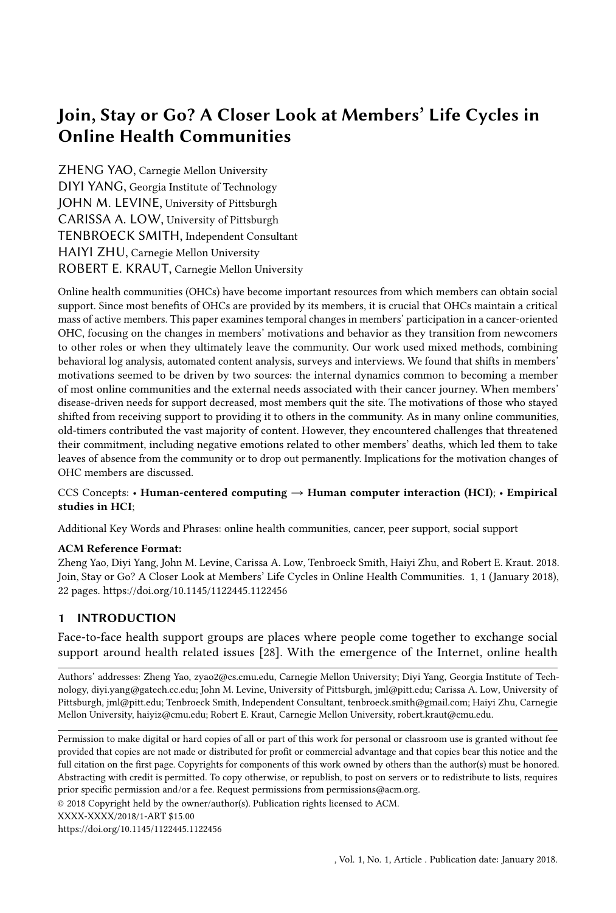# Join, Stay or Go? A Closer Look at Members' Life Cycles in Online Health Communities

ZHENG YAO, Carnegie Mellon University
DIYI YANG, Georgia Institute of Technology
JOHN M. LEVINE, University of Pittsburgh
CARISSA A. LOW, University of Pittsburgh
TENBROECK SMITH, Independent Consultant
HAIYI ZHU, Carnegie Mellon University
ROBERT E. KRAUT, Carnegie Mellon University

Online health communities (OHCs) have become important resources from which members can obtain social support. Since most benefits of OHCs are provided by its members, it is crucial that OHCs maintain a critical mass of active members. This paper examines temporal changes in members' participation in a cancer-oriented OHC, focusing on the changes in members' motivations and behavior as they transition from newcomers to other roles or when they ultimately leave the community. Our work used mixed methods, combining behavioral log analysis, automated content analysis, surveys and interviews. We found that shifts in members' motivations seemed to be driven by two sources: the internal dynamics common to becoming a member of most online communities and the external needs associated with their cancer journey. When members' disease-driven needs for support decreased, most members quit the site. The motivations of those who stayed shifted from receiving support to providing it to others in the community. As in many online communities, old-timers contributed the vast majority of content. However, they encountered challenges that threatened their commitment, including negative emotions related to other members' deaths, which led them to take leaves of absence from the community or to drop out permanently. Implications for the motivation changes of OHC members are discussed.

CCS Concepts: • **Human-centered computing** → **Human computer interaction (HCI)**; • **Empirical studies in HCI**;

Additional Key Words and Phrases: online health communities, cancer, peer support, social support

**ACM Reference Format:**
Zheng Yao, Diyi Yang, John M. Levine, Carissa A. Low, Tenbroeck Smith, Haiyi Zhu, and Robert E. Kraut. 2018. Join, Stay or Go? A Closer Look at Members' Life Cycles in Online Health Communities. 1, 1 (January 2018), 22 pages. https://doi.org/10.1145/1122445.1122456

## 1 INTRODUCTION

Face-to-face health support groups are places where people come together to exchange social support around health related issues [28]. With the emergence of the Internet, online health

---

Authors' addresses: Zheng Yao, zyao2@cs.cmu.edu, Carnegie Mellon University; Diyi Yang, Georgia Institute of Technology, diyi.yang@gatech.cc.edu; John M. Levine, University of Pittsburgh, jml@pitt.edu; Carissa A. Low, University of Pittsburgh, jml@pitt.edu; Tenbroeck Smith, Independent Consultant, tenbroeck.smith@gmail.com; Haiyi Zhu, Carnegie Mellon University, haiyiz@cmu.edu; Robert E. Kraut, Carnegie Mellon University, robert.kraut@cmu.edu.

---

Permission to make digital or hard copies of all or part of this work for personal or classroom use is granted without fee provided that copies are not made or distributed for profit or commercial advantage and that copies bear this notice and the full citation on the first page. Copyrights for components of this work owned by others than the author(s) must be honored. Abstracting with credit is permitted. To copy otherwise, or republish, to post on servers or to redistribute to lists, requires prior specific permission and/or a fee. Request permissions from permissions@acm.org.

© 2018 Copyright held by the owner/author(s). Publication rights licensed to ACM.
XXXX-XXXX/2018/1-ART $15.00
https://doi.org/10.1145/1122445.1122456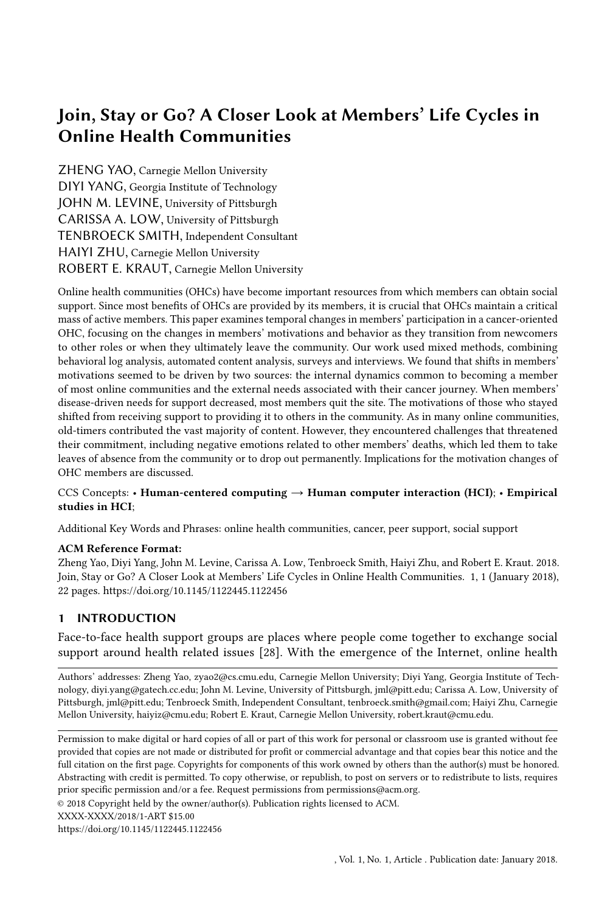# Join, Stay or Go? A Closer Look at Members' Life Cycles in Online Health Communities

ZHENG YAO, Carnegie Mellon University
DIYI YANG, Georgia Institute of Technology
JOHN M. LEVINE, University of Pittsburgh
CARISSA A. LOW, University of Pittsburgh
TENBROECK SMITH, Independent Consultant
HAIYI ZHU, Carnegie Mellon University
ROBERT E. KRAUT, Carnegie Mellon University

Online health communities (OHCs) have become important resources from which members can obtain social support. Since most benefits of OHCs are provided by its members, it is crucial that OHCs maintain a critical mass of active members. This paper examines temporal changes in members' participation in a cancer-oriented OHC, focusing on the changes in members' motivations and behavior as they transition from newcomers to other roles or when they ultimately leave the community. Our work used mixed methods, combining behavioral log analysis, automated content analysis, surveys and interviews. We found that shifts in members' motivations seemed to be driven by two sources: the internal dynamics common to becoming a member of most online communities and the external needs associated with their cancer journey. When members' disease-driven needs for support decreased, most members quit the site. The motivations of those who stayed shifted from receiving support to providing it to others in the community. As in many online communities, old-timers contributed the vast majority of content. However, they encountered challenges that threatened their commitment, including negative emotions related to other members' deaths, which led them to take leaves of absence from the community or to drop out permanently. Implications for the motivation changes of OHC members are discussed.

CCS Concepts: • **Human-centered computing → Human computer interaction (HCI)**; • **Empirical studies in HCI**;

Additional Key Words and Phrases: online health communities, cancer, peer support, social support

**ACM Reference Format:**
Zheng Yao, Diyi Yang, John M. Levine, Carissa A. Low, Tenbroeck Smith, Haiyi Zhu, and Robert E. Kraut. 2018. Join, Stay or Go? A Closer Look at Members' Life Cycles in Online Health Communities. 1, 1 (January 2018), 22 pages. https://doi.org/10.1145/1122445.1122456

## 1 INTRODUCTION

Face-to-face health support groups are places where people come together to exchange social support around health related issues [28]. With the emergence of the Internet, online health

---

Authors' addresses: Zheng Yao, zyao2@cs.cmu.edu, Carnegie Mellon University; Diyi Yang, Georgia Institute of Technology, diyi.yang@gatech.cc.edu; John M. Levine, University of Pittsburgh, jml@pitt.edu; Carissa A. Low, University of Pittsburgh, jml@pitt.edu; Tenbroeck Smith, Independent Consultant, tenbroeck.smith@gmail.com; Haiyi Zhu, Carnegie Mellon University, haiyiz@cmu.edu; Robert E. Kraut, Carnegie Mellon University, robert.kraut@cmu.edu.

---

Permission to make digital or hard copies of all or part of this work for personal or classroom use is granted without fee provided that copies are not made or distributed for profit or commercial advantage and that copies bear this notice and the full citation on the first page. Copyrights for components of this work owned by others than the author(s) must be honored. Abstracting with credit is permitted. To copy otherwise, or republish, to post on servers or to redistribute to lists, requires prior specific permission and/or a fee. Request permissions from permissions@acm.org.

© 2018 Copyright held by the owner/author(s). Publication rights licensed to ACM.
XXXX-XXXX/2018/1-ART $15.00
https://doi.org/10.1145/1122445.1122456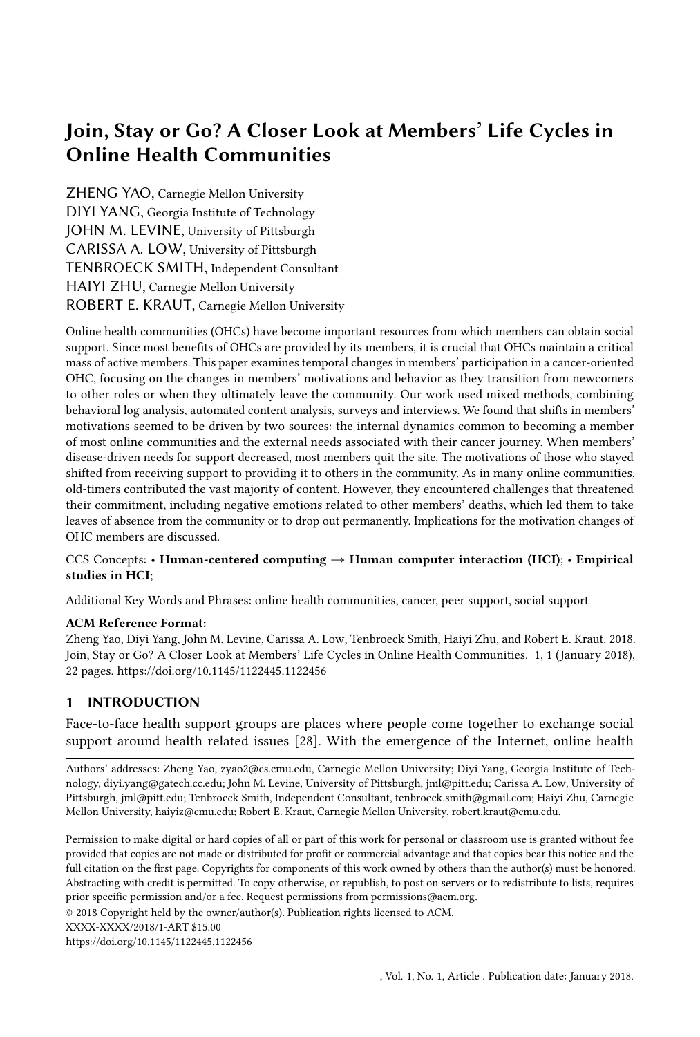# Join, Stay or Go? A Closer Look at Members' Life Cycles in Online Health Communities

ZHENG YAO, Carnegie Mellon University
DIYI YANG, Georgia Institute of Technology
JOHN M. LEVINE, University of Pittsburgh
CARISSA A. LOW, University of Pittsburgh
TENBROECK SMITH, Independent Consultant
HAIYI ZHU, Carnegie Mellon University
ROBERT E. KRAUT, Carnegie Mellon University

Online health communities (OHCs) have become important resources from which members can obtain social support. Since most benefits of OHCs are provided by its members, it is crucial that OHCs maintain a critical mass of active members. This paper examines temporal changes in members' participation in a cancer-oriented OHC, focusing on the changes in members' motivations and behavior as they transition from newcomers to other roles or when they ultimately leave the community. Our work used mixed methods, combining behavioral log analysis, automated content analysis, surveys and interviews. We found that shifts in members' motivations seemed to be driven by two sources: the internal dynamics common to becoming a member of most online communities and the external needs associated with their cancer journey. When members' disease-driven needs for support decreased, most members quit the site. The motivations of those who stayed shifted from receiving support to providing it to others in the community. As in many online communities, old-timers contributed the vast majority of content. However, they encountered challenges that threatened their commitment, including negative emotions related to other members' deaths, which led them to take leaves of absence from the community or to drop out permanently. Implications for the motivation changes of OHC members are discussed.

CCS Concepts: • **Human-centered computing → Human computer interaction (HCI)**; • **Empirical studies in HCI**;

Additional Key Words and Phrases: online health communities, cancer, peer support, social support

**ACM Reference Format:**
Zheng Yao, Diyi Yang, John M. Levine, Carissa A. Low, Tenbroeck Smith, Haiyi Zhu, and Robert E. Kraut. 2018. Join, Stay or Go? A Closer Look at Members' Life Cycles in Online Health Communities. 1, 1 (January 2018), 22 pages. https://doi.org/10.1145/1122445.1122456

## 1 INTRODUCTION

Face-to-face health support groups are places where people come together to exchange social support around health related issues [28]. With the emergence of the Internet, online health

Authors' addresses: Zheng Yao, zyao2@cs.cmu.edu, Carnegie Mellon University; Diyi Yang, Georgia Institute of Technology, diyi.yang@gatech.cc.edu; John M. Levine, University of Pittsburgh, jml@pitt.edu; Carissa A. Low, University of Pittsburgh, jml@pitt.edu; Tenbroeck Smith, Independent Consultant, tenbroeck.smith@gmail.com; Haiyi Zhu, Carnegie Mellon University, haiyiz@cmu.edu; Robert E. Kraut, Carnegie Mellon University, robert.kraut@cmu.edu.

Permission to make digital or hard copies of all or part of this work for personal or classroom use is granted without fee provided that copies are not made or distributed for profit or commercial advantage and that copies bear this notice and the full citation on the first page. Copyrights for components of this work owned by others than the author(s) must be honored. Abstracting with credit is permitted. To copy otherwise, or republish, to post on servers or to redistribute to lists, requires prior specific permission and/or a fee. Request permissions from permissions@acm.org.
© 2018 Copyright held by the owner/author(s). Publication rights licensed to ACM.
XXXX-XXXX/2018/1-ART $15.00
https://doi.org/10.1145/1122445.1122456